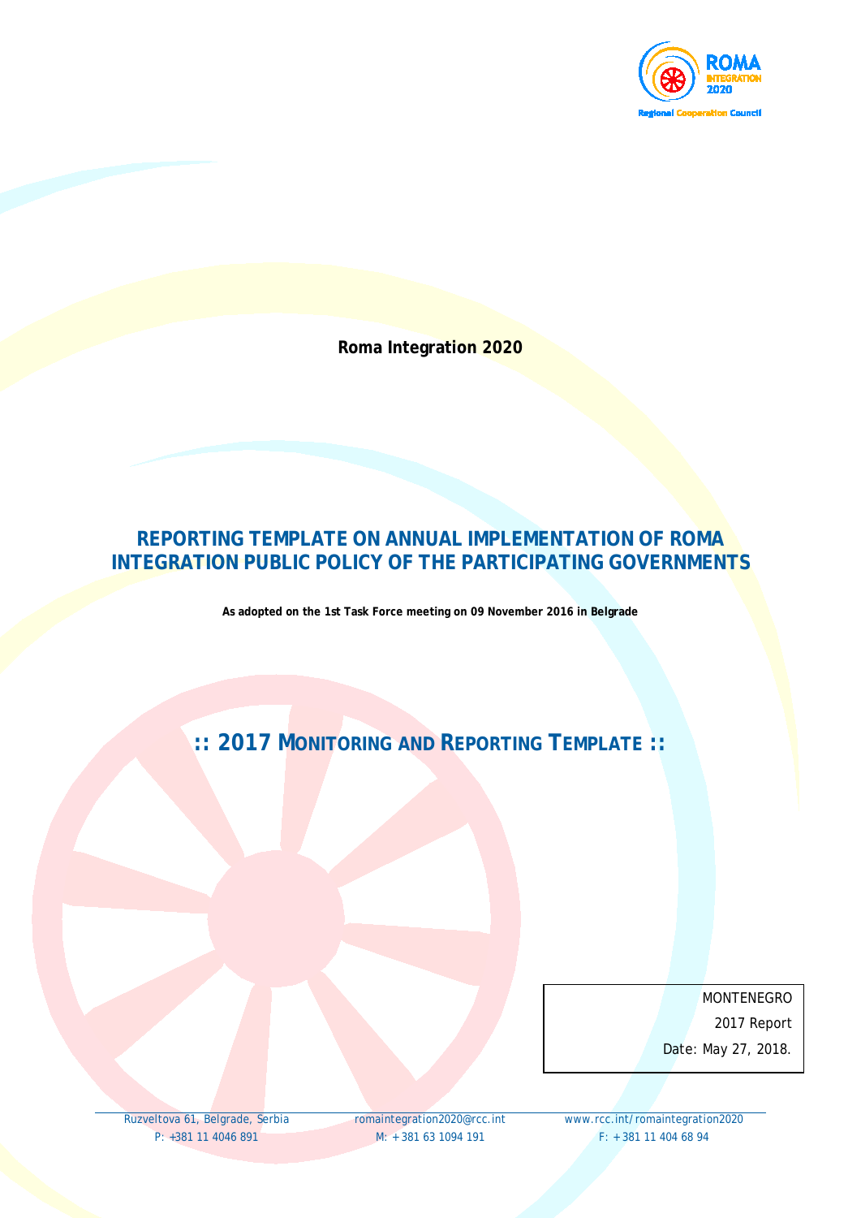Roma Integration 2020

# REPORTING TEMPLATE ON ANNUAL IMPLEMENTATION OF ROMA INTEGRATION PUBLIC POLICY OF THE PARTICIPATING GOVERNMENTS

**As adopted on the 1st Task Force meeting on 09 November 2016 in Belgrade**

## :: 2017 MONITORING AND REPORTING TEMPLATE ::

MONTENEGRO

2017 Report

Date: May 27, 2018.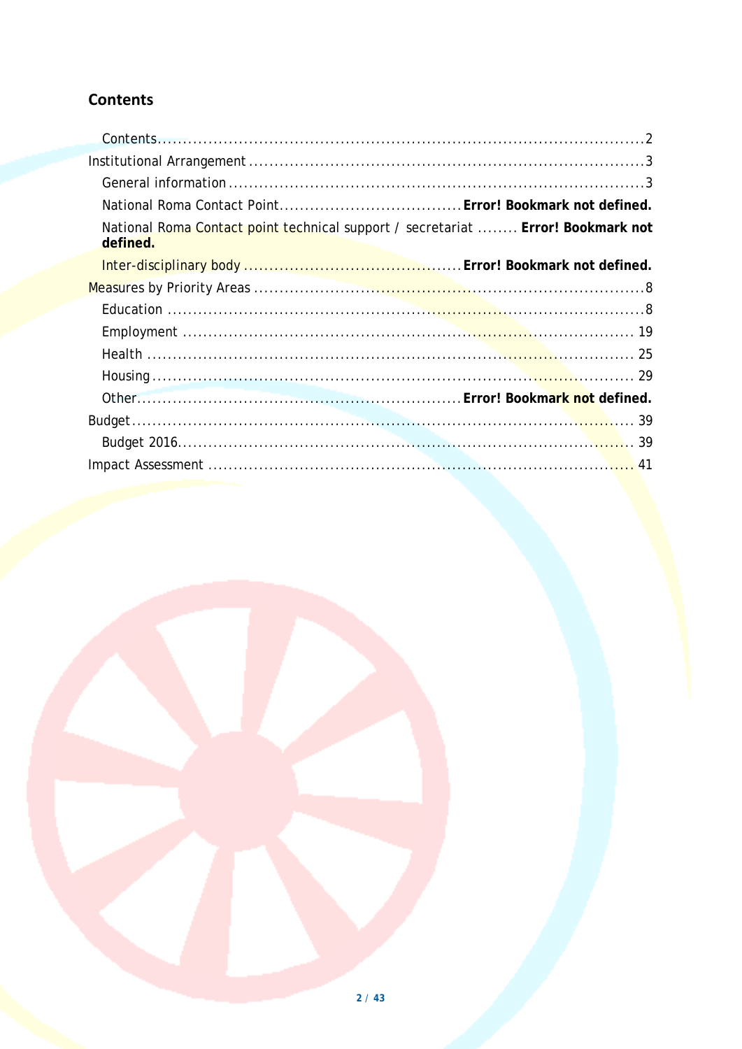## Contents

Contents ........................................................................................................2
Institutional Arrangement ........................................................................................3
General information ........................................................................................3
National Roma Contact Point........................................ **Error! Bookmark not defined.**
National Roma Contact point technical support / secretariat ........ **Error! Bookmark not defined.**
Inter-disciplinary body ........................................ **Error! Bookmark not defined.**
Measures by Priority Areas ........................................................................................8
Education ........................................................................................8
Employment ........................................................................................ 19
Health ........................................................................................ 25
Housing ........................................................................................ 29
Other........................................ **Error! Bookmark not defined.**
Budget ........................................................................................ 39
Budget 2016........................................................................................ 39
Impact Assessment ........................................................................................ 41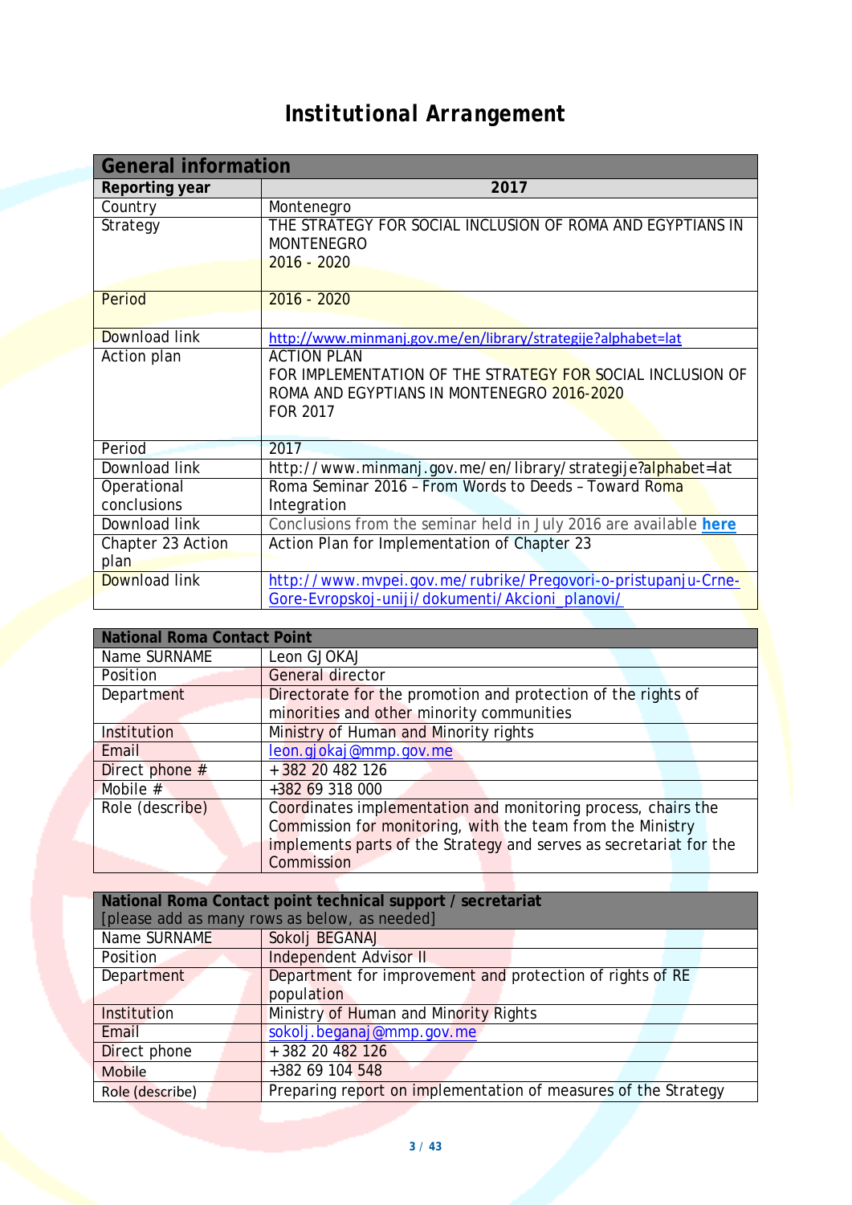# Institutional Arrangement

| General information | |
|---|---|
| **Reporting year** | **2017** |
| Country | Montenegro |
| Strategy | THE STRATEGY FOR SOCIAL INCLUSION OF ROMA AND EGYPTIANS IN MONTENEGRO 2016 - 2020 |
| Period | 2016 - 2020 |
| Download link | http://www.minmanj.gov.me/en/library/strategije?alphabet=lat |
| Action plan | ACTION PLAN FOR IMPLEMENTATION OF THE STRATEGY FOR SOCIAL INCLUSION OF ROMA AND EGYPTIANS IN MONTENEGRO 2016-2020 FOR 2017 |
| Period | 2017 |
| Download link | http://www.minmanj.gov.me/en/library/strategije?alphabet=lat |
| Operational conclusions | Roma Seminar 2016 – From Words to Deeds – Toward Roma Integration |
| Download link | Conclusions from the seminar held in July 2016 are available **here** |
| Chapter 23 Action plan | Action Plan for Implementation of Chapter 23 |
| Download link | http://www.mvpei.gov.me/rubrike/Pregovori-o-pristupanju-Crne-Gore-Evropskoj-uniji/dokumenti/Akcioni_planovi/ |

| National Roma Contact Point | |
|---|---|
| Name SURNAME | Leon GJOKAJ |
| Position | General director |
| Department | Directorate for the promotion and protection of the rights of minorities and other minority communities |
| Institution | Ministry of Human and Minority rights |
| Email | leon.gjokaj@mmp.gov.me |
| Direct phone # | +382 20 482 126 |
| Mobile # | +382 69 318 000 |
| Role (describe) | Coordinates implementation and monitoring process, chairs the Commission for monitoring, with the team from the Ministry implements parts of the Strategy and serves as secretariat for the Commission |

| National Roma Contact point technical support / secretariat [please add as many rows as below, as needed] | |
|---|---|
| Name SURNAME | Sokolj BEGANAJ |
| Position | Independent Advisor II |
| Department | Department for improvement and protection of rights of RE population |
| Institution | Ministry of Human and Minority Rights |
| Email | sokolj.beganaj@mmp.gov.me |
| Direct phone | +382 20 482 126 |
| Mobile | +382 69 104 548 |
| Role (describe) | Preparing report on implementation of measures of the Strategy |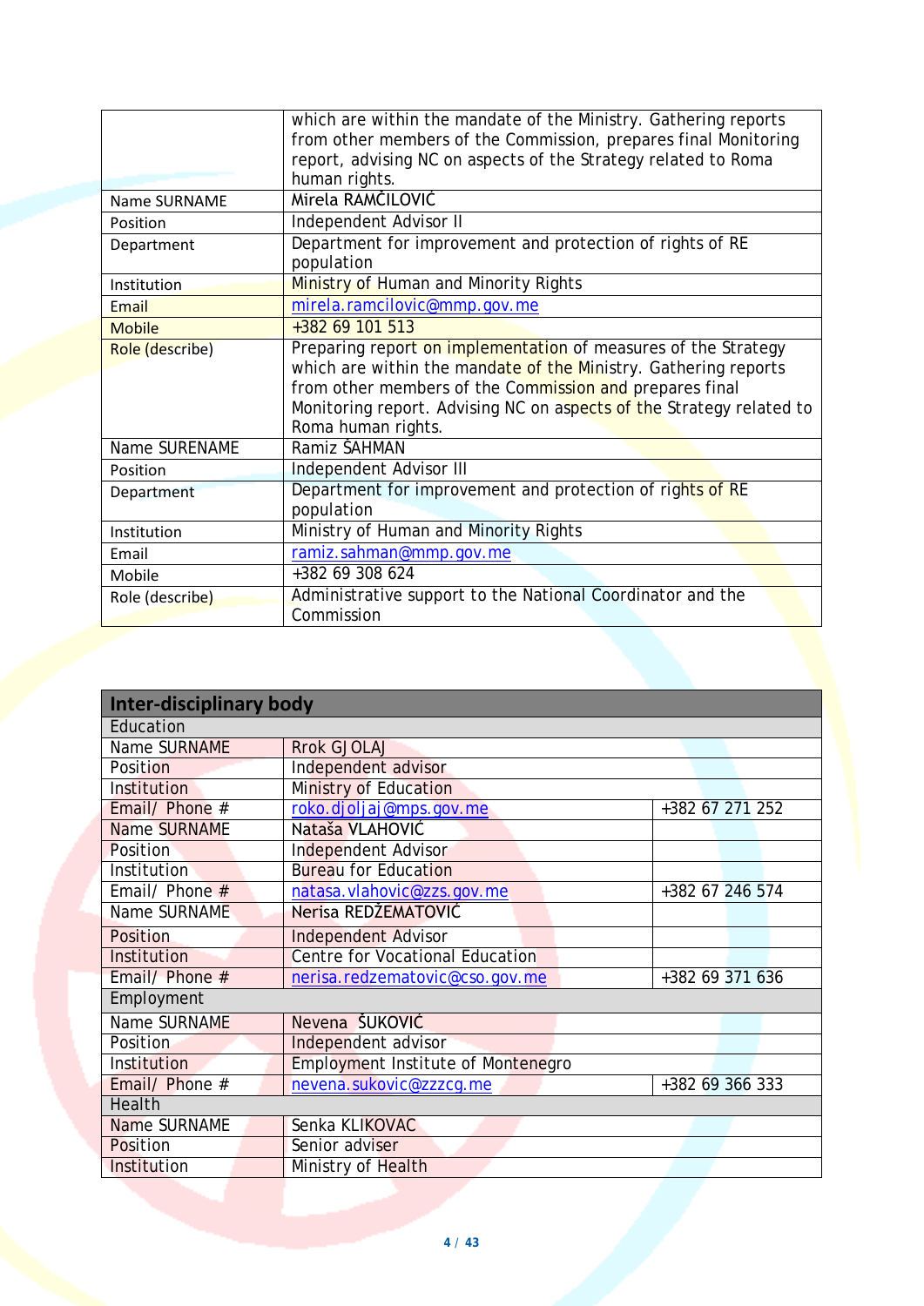| | |
|---|---|
| | which are within the mandate of the Ministry. Gathering reports from other members of the Commission, prepares final Monitoring report, advising NC on aspects of the Strategy related to Roma human rights. |
| Name SURNAME | Mirela RAMČILOVIĆ |
| Position | Independent Advisor II |
| Department | Department for improvement and protection of rights of RE population |
| Institution | Ministry of Human and Minority Rights |
| Email | mirela.ramcilovic@mmp.gov.me |
| Mobile | +382 69 101 513 |
| Role (describe) | Preparing report on implementation of measures of the Strategy which are within the mandate of the Ministry. Gathering reports from other members of the Commission and prepares final Monitoring report. Advising NC on aspects of the Strategy related to Roma human rights. |
| Name SURENAME | Ramiz ŠAHMAN |
| Position | Independent Advisor III |
| Department | Department for improvement and protection of rights of RE population |
| Institution | Ministry of Human and Minority Rights |
| Email | ramiz.sahman@mmp.gov.me |
| Mobile | +382 69 308 624 |
| Role (describe) | Administrative support to the National Coordinator and the Commission |

| **Inter-disciplinary body** | | |
|---|---|---|
| Education | | |
| Name SURNAME | Rrok GJOLAJ | |
| Position | Independent advisor | |
| Institution | Ministry of Education | |
| Email/ Phone # | roko.djoljaj@mps.gov.me | +382 67 271 252 |
| Name SURNAME | Nataša VLAHOVIĆ | |
| Position | Independent Advisor | |
| Institution | Bureau for Education | |
| Email/ Phone # | natasa.vlahovic@zzs.gov.me | +382 67 246 574 |
| Name SURNAME | Nerisa REDŽEMATOVIĆ | |
| Position | Independent Advisor | |
| Institution | Centre for Vocational Education | |
| Email/ Phone # | nerisa.redzematovic@cso.gov.me | +382 69 371 636 |
| Employment | | |
| Name SURNAME | Nevena ŠUKOVIĆ | |
| Position | Independent advisor | |
| Institution | Employment Institute of Montenegro | |
| Email/ Phone # | nevena.sukovic@zzzcg.me | +382 69 366 333 |
| Health | | |
| Name SURNAME | Senka KLIKOVAC | |
| Position | Senior adviser | |
| Institution | Ministry of Health | |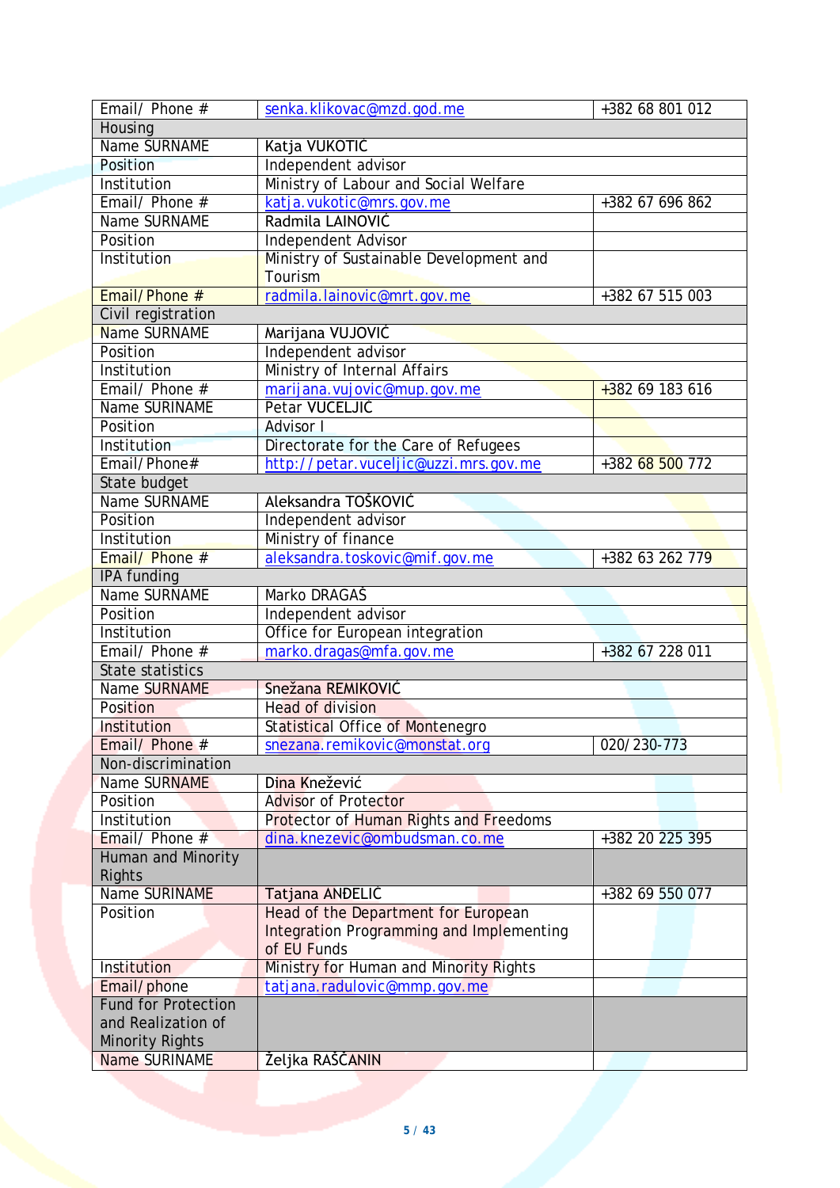| | | |
|---|---|---|
| Email/ Phone # | senka.klikovac@mzd.god.me | +382 68 801 012 |
| Housing | | |
| Name SURNAME | Katja VUKOTIĆ | |
| Position | Independent advisor | |
| Institution | Ministry of Labour and Social Welfare | |
| Email/ Phone # | katja.vukotic@mrs.gov.me | +382 67 696 862 |
| Name SURNAME | Radmila LAINOVIĆ | |
| Position | Independent Advisor | |
| Institution | Ministry of Sustainable Development and Tourism | |
| Email/Phone # | radmila.lainovic@mrt.gov.me | +382 67 515 003 |
| Civil registration | | |
| Name SURNAME | Marijana VUJOVIĆ | |
| Position | Independent advisor | |
| Institution | Ministry of Internal Affairs | |
| Email/ Phone # | marijana.vujovic@mup.gov.me | +382 69 183 616 |
| Name SURINAME | Petar VUCELJIĆ | |
| Position | Advisor I | |
| Institution | Directorate for the Care of Refugees | |
| Email/Phone# | http://petar.vuceljic@uzzi.mrs.gov.me | +382 68 500 772 |
| State budget | | |
| Name SURNAME | Aleksandra TOŠKOVIĆ | |
| Position | Independent advisor | |
| Institution | Ministry of finance | |
| Email/ Phone # | aleksandra.toskovic@mif.gov.me | +382 63 262 779 |
| IPA funding | | |
| Name SURNAME | Marko DRAGAŠ | |
| Position | Independent advisor | |
| Institution | Office for European integration | |
| Email/ Phone # | marko.dragas@mfa.gov.me | +382 67 228 011 |
| State statistics | | |
| Name SURNAME | Snežana REMIKOVIĆ | |
| Position | Head of division | |
| Institution | Statistical Office of Montenegro | |
| Email/ Phone # | snezana.remikovic@monstat.org | 020/230-773 |
| Non-discrimination | | |
| Name SURNAME | Dina Knežević | |
| Position | Advisor of Protector | |
| Institution | Protector of Human Rights and Freedoms | |
| Email/ Phone # | dina.knezevic@ombudsman.co.me | +382 20 225 395 |
| Human and Minority Rights | | |
| Name SURINAME | Tatjana ANĐELIĆ | +382 69 550 077 |
| Position | Head of the Department for European Integration Programming and Implementing of EU Funds | |
| Institution | Ministry for Human and Minority Rights | |
| Email/phone | tatjana.radulovic@mmp.gov.me | |
| Fund for Protection and Realization of Minority Rights | | |
| Name SURINAME | Željka RAŠČANIN | |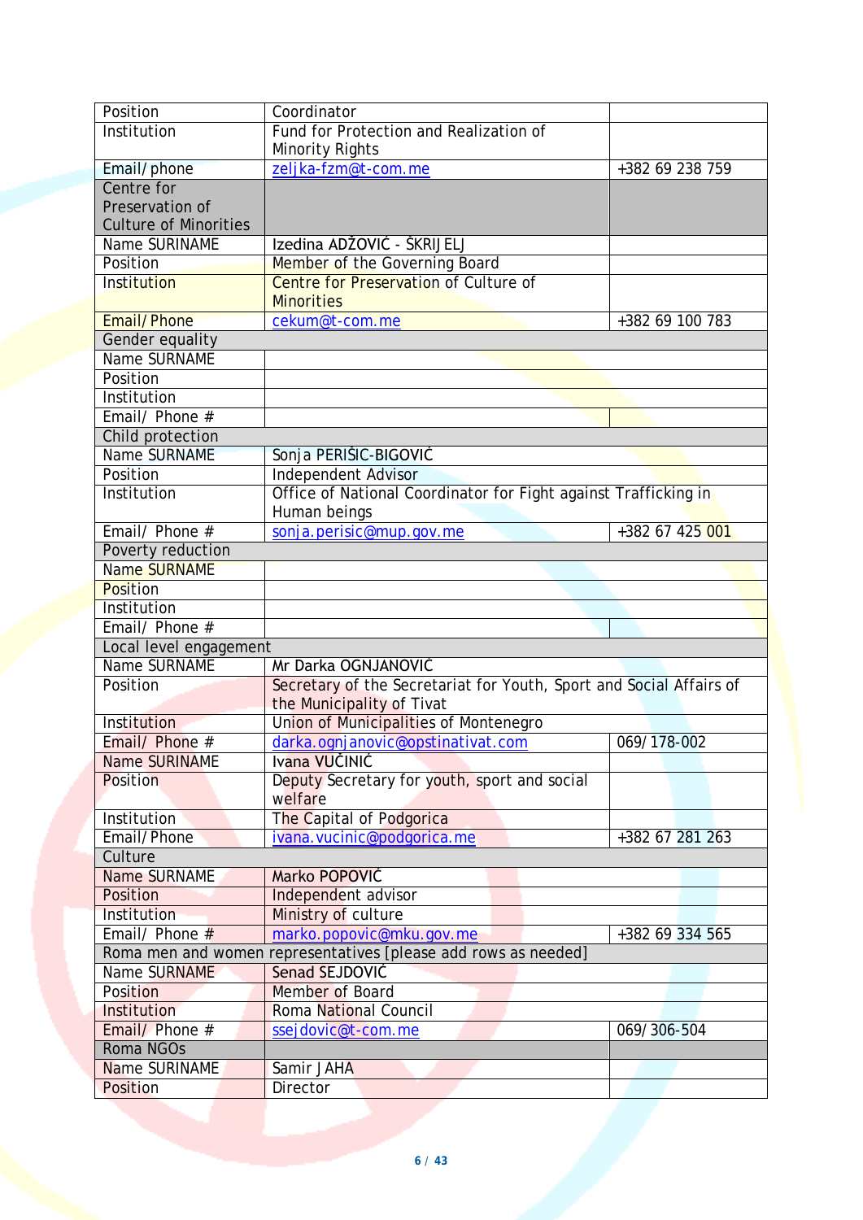| | | |
|---|---|---|
| Position | Coordinator | |
| Institution | Fund for Protection and Realization of Minority Rights | |
| Email/phone | zeljka-fzm@t-com.me | +382 69 238 759 |
| Centre for Preservation of Culture of Minorities | | |
| Name SURINAME | Izedina ADŽOVIĆ - ŠKRIJELJ | |
| Position | Member of the Governing Board | |
| Institution | Centre for Preservation of Culture of Minorities | |
| Email/Phone | cekum@t-com.me | +382 69 100 783 |
| Gender equality | | |
| Name SURNAME | | |
| Position | | |
| Institution | | |
| Email/ Phone # | | |
| Child protection | | |
| Name SURNAME | Sonja PERIŠIC-BIGOVIĆ | |
| Position | Independent Advisor | |
| Institution | Office of National Coordinator for Fight against Trafficking in Human beings | |
| Email/ Phone # | sonja.perisic@mup.gov.me | +382 67 425 001 |
| Poverty reduction | | |
| Name SURNAME | | |
| Position | | |
| Institution | | |
| Email/ Phone # | | |
| Local level engagement | | |
| Name SURNAME | Mr Darka OGNJANOVIĆ | |
| Position | Secretary of the Secretariat for Youth, Sport and Social Affairs of the Municipality of Tivat | |
| Institution | Union of Municipalities of Montenegro | |
| Email/ Phone # | darka.ognjanovic@opstinativat.com | 069/178-002 |
| Name SURINAME | Ivana VUČINIĆ | |
| Position | Deputy Secretary for youth, sport and social welfare | |
| Institution | The Capital of Podgorica | |
| Email/Phone | ivana.vucinic@podgorica.me | +382 67 281 263 |
| Culture | | |
| Name SURNAME | Marko POPOVIĆ | |
| Position | Independent advisor | |
| Institution | Ministry of culture | |
| Email/ Phone # | marko.popovic@mku.gov.me | +382 69 334 565 |
| Roma men and women representatives [please add rows as needed] | | |
| Name SURNAME | Senad SEJDOVIĆ | |
| Position | Member of Board | |
| Institution | Roma National Council | |
| Email/ Phone # | ssejdovic@t-com.me | 069/306-504 |
| Roma NGOs | | |
| Name SURNAME | Samir JAHA | |
| Position | Director | |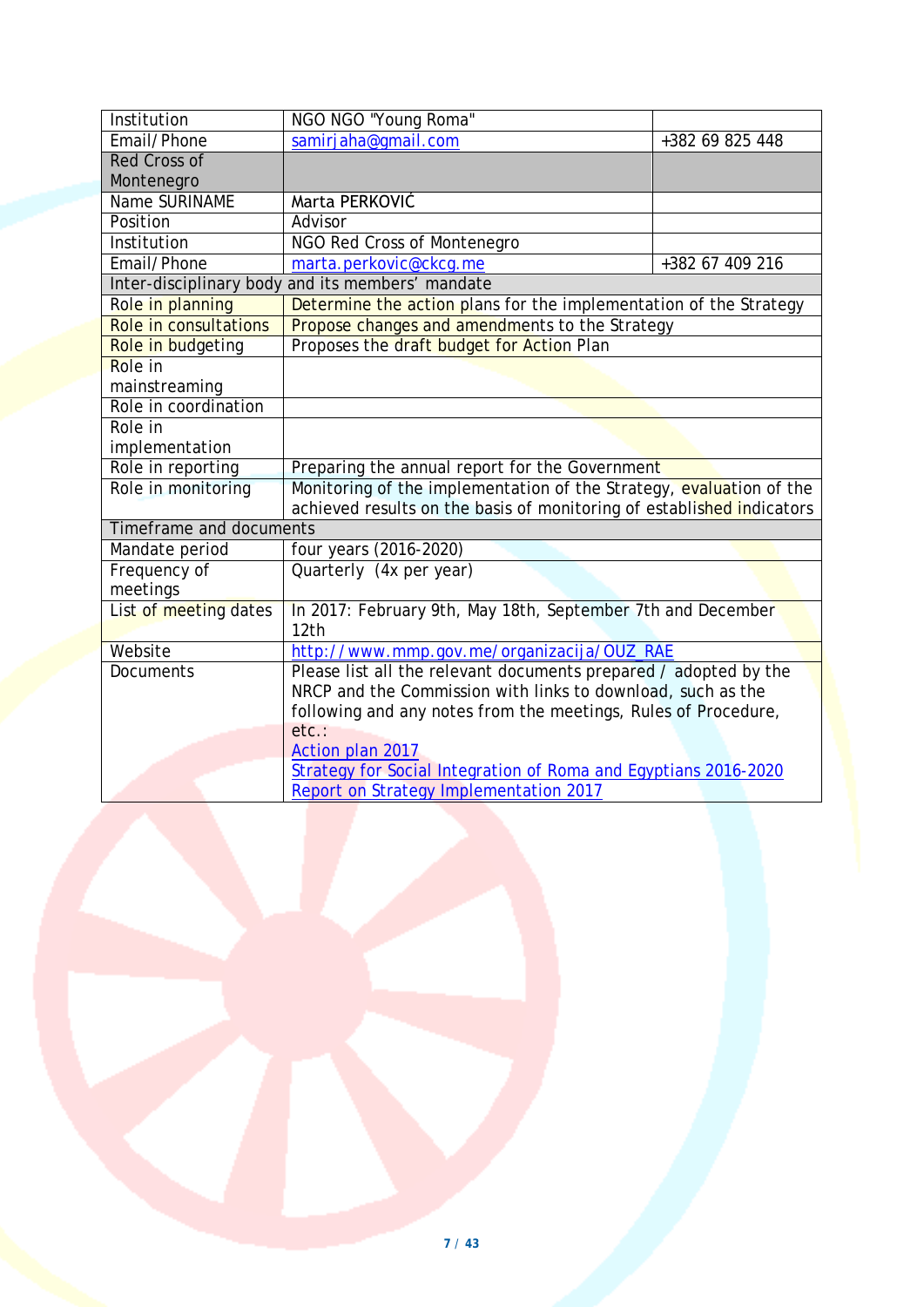| | | |
|---|---|---|
| Institution | NGO NGO "Young Roma" | |
| Email/Phone | samirjaha@gmail.com | +382 69 825 448 |
| Red Cross of Montenegro | | |
| Name SURINAME | Marta PERKOVIĆ | |
| Position | Advisor | |
| Institution | NGO Red Cross of Montenegro | |
| Email/Phone | marta.perkovic@ckcg.me | +382 67 409 216 |
| Inter-disciplinary body and its members' mandate | | |
| Role in planning | Determine the action plans for the implementation of the Strategy | |
| Role in consultations | Propose changes and amendments to the Strategy | |
| Role in budgeting | Proposes the draft budget for Action Plan | |
| Role in mainstreaming | | |
| Role in coordination | | |
| Role in implementation | | |
| Role in reporting | Preparing the annual report for the Government | |
| Role in monitoring | Monitoring of the implementation of the Strategy, evaluation of the achieved results on the basis of monitoring of established indicators | |
| Timeframe and documents | | |
| Mandate period | four years (2016-2020) | |
| Frequency of meetings | Quarterly (4x per year) | |
| List of meeting dates | In 2017: February 9th, May 18th, September 7th and December 12th | |
| Website | http://www.mmp.gov.me/organizacija/OUZ_RAE | |
| Documents | Please list all the relevant documents prepared / adopted by the NRCP and the Commission with links to download, such as the following and any notes from the meetings, Rules of Procedure, etc.:<br>Action plan 2017<br>Strategy for Social Integration of Roma and Egyptians 2016-2020<br>Report on Strategy Implementation 2017 | |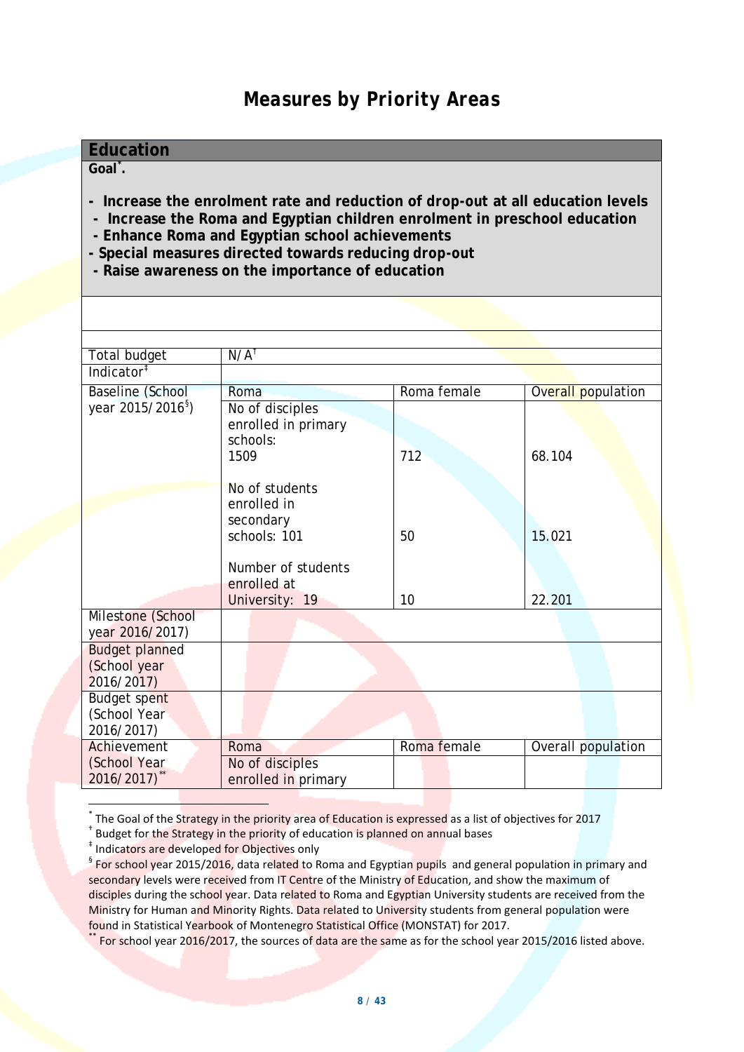# Measures by Priority Areas

| Education | | | |
|---|---|---|---|
| **Goal[*].** <br><br> **- Increase the enrolment rate and reduction of drop-out at all education levels** <br> **- Increase the Roma and Egyptian children enrolment in preschool education** <br> **- Enhance Roma and Egyptian school achievements** <br> **- Special measures directed towards reducing drop-out** <br> **- Raise awareness on the importance of education** | | | |
| | | | |
| | | | |
| Total budget | N/A[†] | | |
| Indicator[‡] | | | |
| Baseline (School year 2015/2016[§]) | Roma | Roma female | Overall population |
| | No of disciples enrolled in primary schools: 1509 | 712 | 68.104 |
| | No of students enrolled in secondary schools: 101 | 50 | 15.021 |
| | Number of students enrolled at University: 19 | 10 | 22.201 |
| Milestone (School year 2016/2017) | | | |
| Budget planned (School year 2016/2017) | | | |
| Budget spent (School Year 2016/2017) | | | |
| Achievement (School Year 2016/2017)[**] | Roma | Roma female | Overall population |
| | No of disciples enrolled in primary | | |

[*] The Goal of the Strategy in the priority area of Education is expressed as a list of objectives for 2017

[†] Budget for the Strategy in the priority of education is planned on annual bases

[‡] Indicators are developed for Objectives only

[§] For school year 2015/2016, data related to Roma and Egyptian pupils and general population in primary and secondary levels were received from IT Centre of the Ministry of Education, and show the maximum of disciples during the school year. Data related to Roma and Egyptian University students are received from the Ministry for Human and Minority Rights. Data related to University students from general population were found in Statistical Yearbook of Montenegro Statistical Office (MONSTAT) for 2017.

[**] For school year 2016/2017, the sources of data are the same as for the school year 2015/2016 listed above.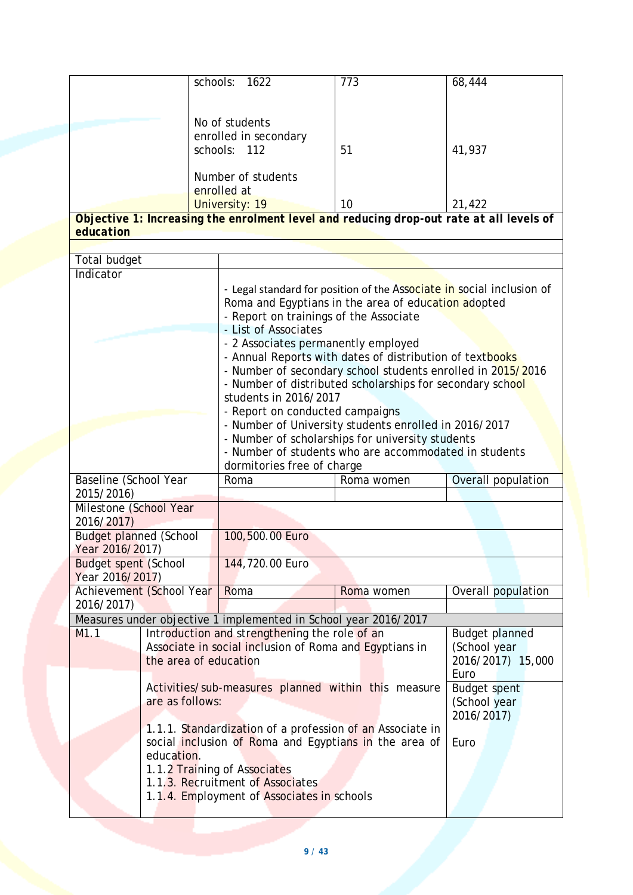| | | | |
|---|---|---|---|
| | schools: 1622 | 773 | 68,444 |
| | No of students enrolled in secondary schools: 112 | 51 | 41,937 |
| | Number of students enrolled at University: 19 | 10 | 21,422 |

***Objective 1: Increasing the enrolment level and reducing drop-out rate at all levels of education***

| | | | |
|---|---|---|---|
| Total budget | | | |
| Indicator | - Legal standard for position of the Associate in social inclusion of Roma and Egyptians in the area of education adopted<br>- Report on trainings of the Associate<br>- List of Associates<br>- 2 Associates permanently employed<br>- Annual Reports with dates of distribution of textbooks<br>- Number of secondary school students enrolled in 2015/2016<br>- Number of distributed scholarships for secondary school students in 2016/2017<br>- Report on conducted campaigns<br>- Number of University students enrolled in 2016/2017<br>- Number of scholarships for university students<br>- Number of students who are accommodated in students dormitories free of charge | | |
| Baseline (School Year 2015/2016) | Roma | Roma women | Overall population |
| | | | |
| Milestone (School Year 2016/2017) | | | |
| Budget planned (School Year 2016/2017) | 100,500.00 Euro | | |
| Budget spent (School Year 2016/2017) | 144,720.00 Euro | | |
| Achievement (School Year 2016/2017) | Roma | Roma women | Overall population |
| | | | |

| | | |
|---|---|---|
| Measures under objective 1 implemented in School year 2016/2017 | | |
| M1.1 | Introduction and strengthening the role of an Associate in social inclusion of Roma and Egyptians in the area of education | Budget planned (School year 2016/2017) 15,000 Euro |
| | Activities/sub-measures planned within this measure are as follows:<br><br>1.1.1. Standardization of a profession of an Associate in social inclusion of Roma and Egyptians in the area of education.<br>1.1.2 Training of Associates<br>1.1.3. Recruitment of Associates<br>1.1.4. Employment of Associates in schools | Budget spent (School year 2016/2017)<br><br>Euro |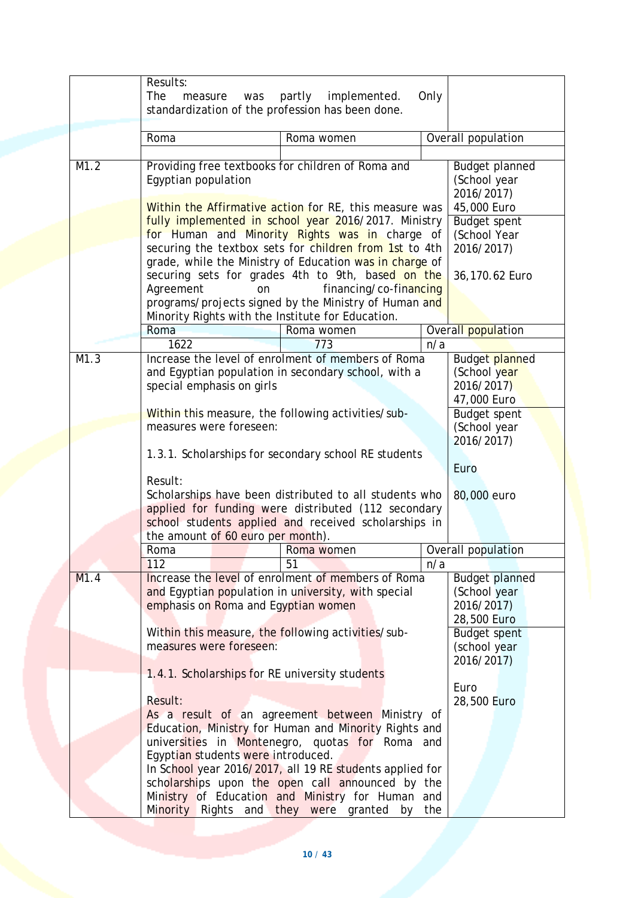| | | | | |
|---|---|---|---|---|
| | Results:<br>The measure was partly implemented. Only standardization of the profession has been done. | | | |
| | Roma | Roma women | Overall population | |
| | | | | |
| M1.2 | Providing free textbooks for children of Roma and Egyptian population<br><br>Within the Affirmative action for RE, this measure was fully implemented in school year 2016/2017. Ministry for Human and Minority Rights was in charge of securing the textbox sets for children from 1st to 4th grade, while the Ministry of Education was in charge of securing sets for grades 4th to 9th, based on the Agreement on financing/co-financing programs/projects signed by the Ministry of Human and Minority Rights with the Institute for Education. | | | Budget planned (School year 2016/2017) 45,000 Euro<br>Budget spent (School Year 2016/2017)<br><br>36,170.62 Euro |
| | Roma | Roma women | Overall population | |
| | 1622 | 773 | n/a | |
| M1.3 | Increase the level of enrolment of members of Roma and Egyptian population in secondary school, with a special emphasis on girls<br><br>Within this measure, the following activities/sub-measures were foreseen:<br><br>1.3.1. Scholarships for secondary school RE students<br><br>Result:<br>Scholarships have been distributed to all students who applied for funding were distributed (112 secondary school students applied and received scholarships in the amount of 60 euro per month). | | | Budget planned (School year 2016/2017) 47,000 Euro<br>Budget spent (School year 2016/2017)<br><br>Euro<br><br>80,000 euro |
| | Roma | Roma women | Overall population | |
| | 112 | 51 | n/a | |
| M1.4 | Increase the level of enrolment of members of Roma and Egyptian population in university, with special emphasis on Roma and Egyptian women<br><br>Within this measure, the following activities/sub-measures were foreseen:<br><br>1.4.1. Scholarships for RE university students<br><br>Result:<br>As a result of an agreement between Ministry of Education, Ministry for Human and Minority Rights and universities in Montenegro, quotas for Roma and Egyptian students were introduced.<br>In School year 2016/2017, all 19 RE students applied for scholarships upon the open call announced by the Ministry of Education and Ministry for Human and Minority Rights and they were granted by the | | | Budget planned (School year 2016/2017) 28,500 Euro<br>Budget spent (school year 2016/2017)<br><br>Euro<br>28,500 Euro |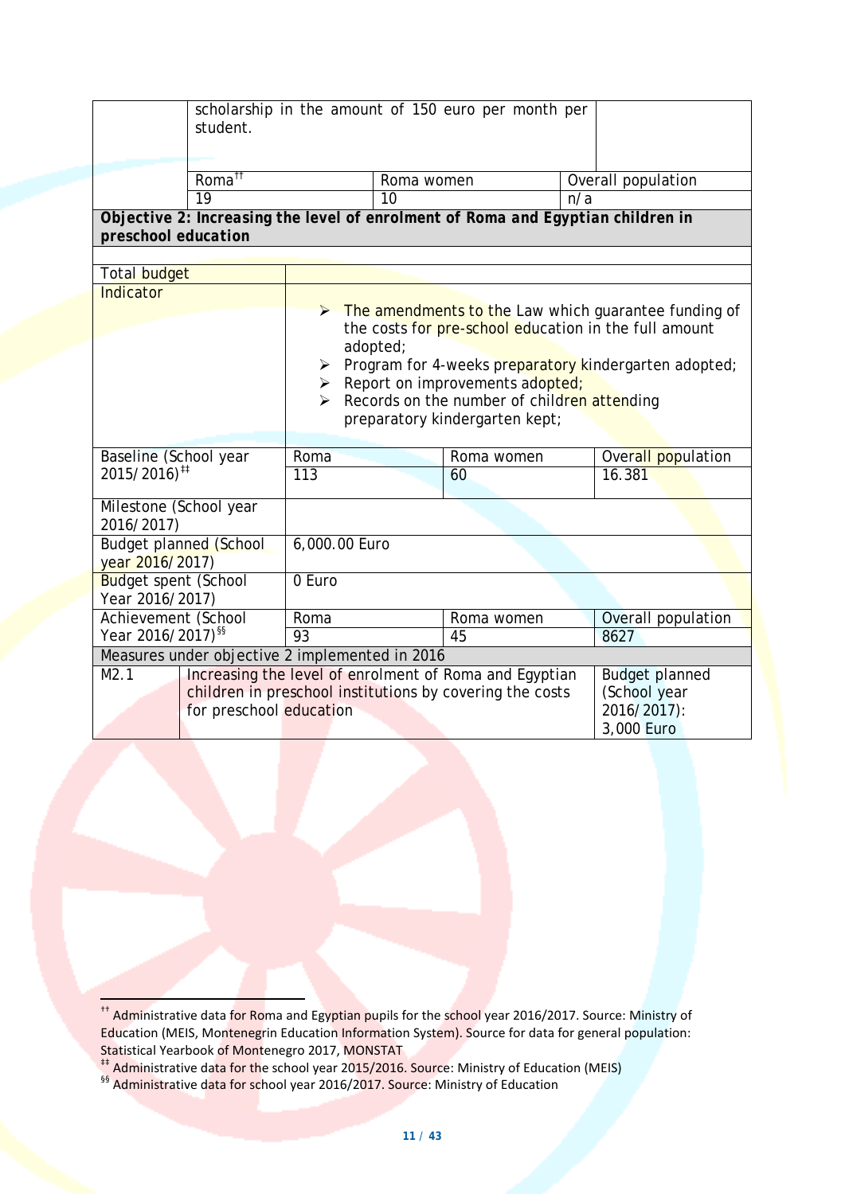| | | | |
|---|---|---|---|
| | scholarship in the amount of 150 euro per month per student. | | |
| | Roma[††] | Roma women | Overall population |
| | 19 | 10 | n/a |

**Objective 2: Increasing the level of enrolment of Roma and Egyptian children in preschool education**

| | | | |
|---|---|---|---|
| Total budget | | | |
| Indicator | ➢ The amendments to the Law which guarantee funding of the costs for pre-school education in the full amount adopted;<br>➢ Program for 4-weeks preparatory kindergarten adopted;<br>➢ Report on improvements adopted;<br>➢ Records on the number of children attending preparatory kindergarten kept; | | |
| Baseline (School year 2015/2016)[‡‡] | Roma | Roma women | Overall population |
| | 113 | 60 | 16.381 |
| Milestone (School year 2016/2017) | | | |
| Budget planned (School year 2016/2017) | 6,000.00 Euro | | |
| Budget spent (School Year 2016/2017) | 0 Euro | | |
| Achievement (School Year 2016/2017)[§§] | Roma | Roma women | Overall population |
| | 93 | 45 | 8627 |

Measures under objective 2 implemented in 2016

| | | |
|---|---|---|
| M2.1 | Increasing the level of enrolment of Roma and Egyptian children in preschool institutions by covering the costs for preschool education | Budget planned (School year 2016/2017): 3,000 Euro |

[††] Administrative data for Roma and Egyptian pupils for the school year 2016/2017. Source: Ministry of Education (MEIS, Montenegrin Education Information System). Source for data for general population: Statistical Yearbook of Montenegro 2017, MONSTAT

[‡‡] Administrative data for the school year 2015/2016. Source: Ministry of Education (MEIS)

[§§] Administrative data for school year 2016/2017. Source: Ministry of Education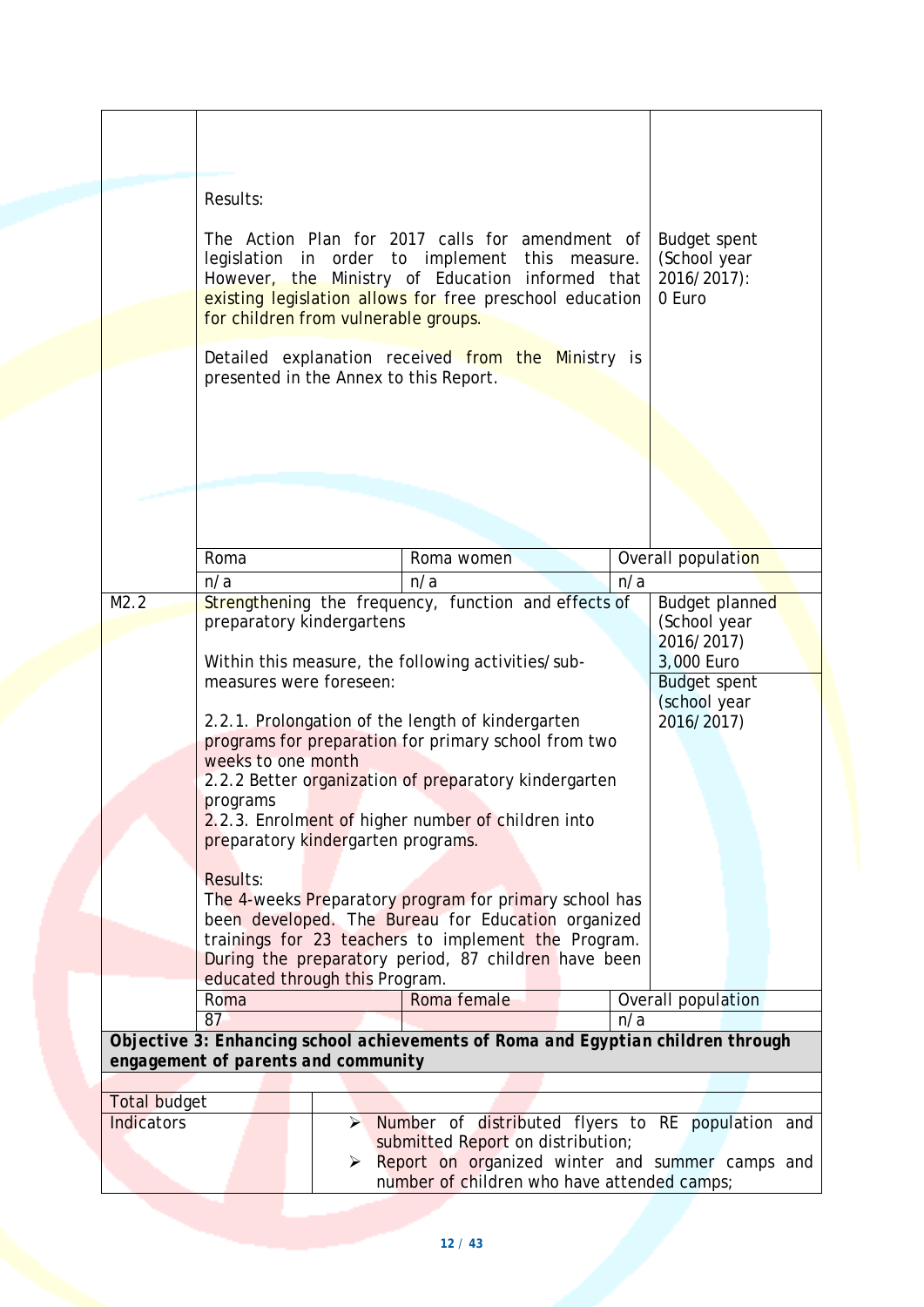| | | |
|---|---|---|
| | Results:<br><br>The Action Plan for 2017 calls for amendment of legislation in order to implement this measure. However, the Ministry of Education informed that existing legislation allows for free preschool education for children from vulnerable groups.<br><br>Detailed explanation received from the Ministry is presented in the Annex to this Report. | Budget spent (School year 2016/2017): 0 Euro |

| Roma | Roma women | Overall population |
|---|---|---|
| n/a | n/a | n/a |

| | | |
|---|---|---|
| M2.2 | Strengthening the frequency, function and effects of preparatory kindergartens<br><br>Within this measure, the following activities/sub-measures were foreseen:<br><br>2.2.1. Prolongation of the length of kindergarten programs for preparation for primary school from two weeks to one month<br>2.2.2 Better organization of preparatory kindergarten programs<br>2.2.3. Enrolment of higher number of children into preparatory kindergarten programs.<br><br>Results:<br>The 4-weeks Preparatory program for primary school has been developed. The Bureau for Education organized trainings for 23 teachers to implement the Program. During the preparatory period, 87 children have been educated through this Program. | Budget planned (School year 2016/2017) 3,000 Euro<br>Budget spent (school year 2016/2017) |

| Roma | Roma female | Overall population |
|---|---|---|
| 87 | | n/a |

***Objective 3: Enhancing school achievements of Roma and Egyptian children through engagement of parents and community***

| | |
|---|---|
| Total budget | |
| Indicators | ➢ Number of distributed flyers to RE population and submitted Report on distribution;<br>➢ Report on organized winter and summer camps and number of children who have attended camps; |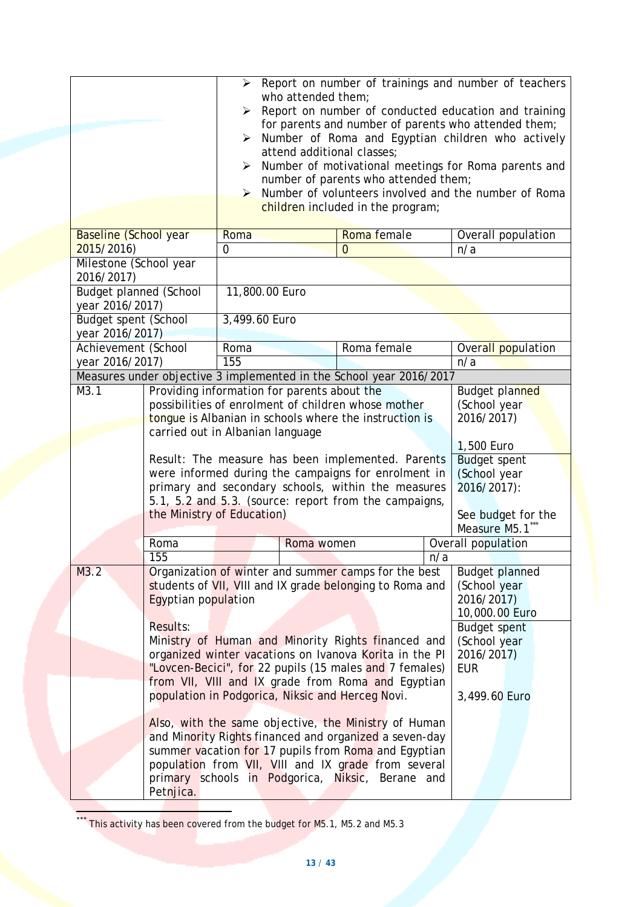| | | |
|---|---|---|
| | | ➢ Report on number of trainings and number of teachers who attended them;<br>➢ Report on number of conducted education and training for parents and number of parents who attended them;<br>➢ Number of Roma and Egyptian children who actively attend additional classes;<br>➢ Number of motivational meetings for Roma parents and number of parents who attended them;<br>➢ Number of volunteers involved and the number of Roma children included in the program; |

| | | | |
|---|---|---|---|
| Baseline (School year 2015/2016) | Roma | Roma female | Overall population |
| | 0 | 0 | n/a |
| Milestone (School year 2016/2017) | | | |
| Budget planned (School year 2016/2017) | 11,800.00 Euro | | |
| Budget spent (School year 2016/2017) | 3,499.60 Euro | | |
| Achievement (School year 2016/2017) | Roma | Roma female | Overall population |
| | 155 | | n/a |

**Measures under objective 3 implemented in the School year 2016/2017**

| | | | | |
|---|---|---|---|---|
| M3.1 | Providing information for parents about the possibilities of enrolment of children whose mother tongue is Albanian in schools where the instruction is carried out in Albanian language<br><br>Result: The measure has been implemented. Parents were informed during the campaigns for enrolment in primary and secondary schools, within the measures 5.1, 5.2 and 5.3. (source: report from the campaigns, the Ministry of Education) | | | Budget planned (School year 2016/2017)<br><br>1,500 Euro<br><br>Budget spent (School year 2016/2017):<br><br>See budget for the Measure M5.1[***] |
| | Roma | Roma women | Overall population | |
| | 155 | | n/a | |
| M3.2 | Organization of winter and summer camps for the best students of VII, VIII and IX grade belonging to Roma and Egyptian population<br><br>Results:<br>Ministry of Human and Minority Rights financed and organized winter vacations on Ivanova Korita in the PI "Lovcen-Becici", for 22 pupils (15 males and 7 females) from VII, VIII and IX grade from Roma and Egyptian population in Podgorica, Niksic and Herceg Novi.<br><br>Also, with the same objective, the Ministry of Human and Minority Rights financed and organized a seven-day summer vacation for 17 pupils from Roma and Egyptian population from VII, VIII and IX grade from several primary schools in Podgorica, Niksic, Berane and Petnjica. | | | Budget planned (School year 2016/2017)<br>10,000.00 Euro<br><br>Budget spent (School year 2016/2017)<br>EUR<br><br>3,499.60 Euro |

[***] This activity has been covered from the budget for M5.1, M5.2 and M5.3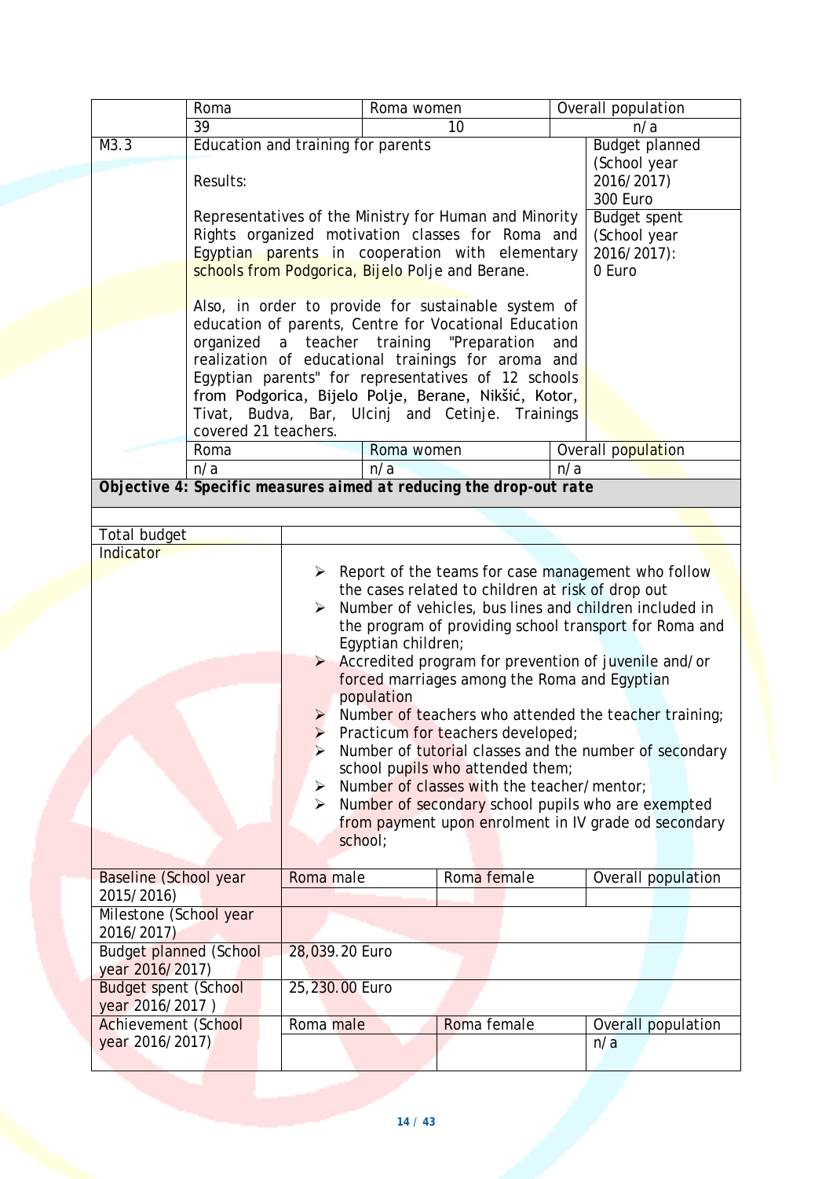| | Roma | Roma women | Overall population |
|---|---|---|---|
| | 39 | 10 | n/a |
| M3.3 | Education and training for parents<br><br>Results:<br><br>Representatives of the Ministry for Human and Minority Rights organized motivation classes for Roma and Egyptian parents in cooperation with elementary schools from Podgorica, Bijelo Polje and Berane.<br><br>Also, in order to provide for sustainable system of education of parents, Centre for Vocational Education organized a teacher training "Preparation and realization of educational trainings for aroma and Egyptian parents" for representatives of 12 schools from Podgorica, Bijelo Polje, Berane, Nikšić, Kotor, Tivat, Budva, Bar, Ulcinj and Cetinje. Trainings covered 21 teachers. | | Budget planned (School year 2016/2017) 300 Euro<br><br>Budget spent (School year 2016/2017): 0 Euro |
| | Roma | Roma women | Overall population |
| | n/a | n/a | n/a |

***Objective 4: Specific measures aimed at reducing the drop-out rate***

| | | | |
|---|---|---|---|
| Total budget | | | |
| Indicator | <ul><li>Report of the teams for case management who follow the cases related to children at risk of drop out</li><li>Number of vehicles, bus lines and children included in the program of providing school transport for Roma and Egyptian children;</li><li>Accredited program for prevention of juvenile and/or forced marriages among the Roma and Egyptian population</li><li>Number of teachers who attended the teacher training;</li><li>Practicum for teachers developed;</li><li>Number of tutorial classes and the number of secondary school pupils who attended them;</li><li>Number of classes with the teacher/mentor;</li><li>Number of secondary school pupils who are exempted from payment upon enrolment in IV grade od secondary school;</li></ul> | | |
| Baseline (School year 2015/2016) | Roma male | Roma female | Overall population |
| | | | |
| Milestone (School year 2016/2017) | | | |
| Budget planned (School year 2016/2017) | 28,039.20 Euro | | |
| Budget spent (School year 2016/2017 ) | 25,230.00 Euro | | |
| Achievement (School year 2016/2017) | Roma male | Roma female | Overall population |
| | | | n/a |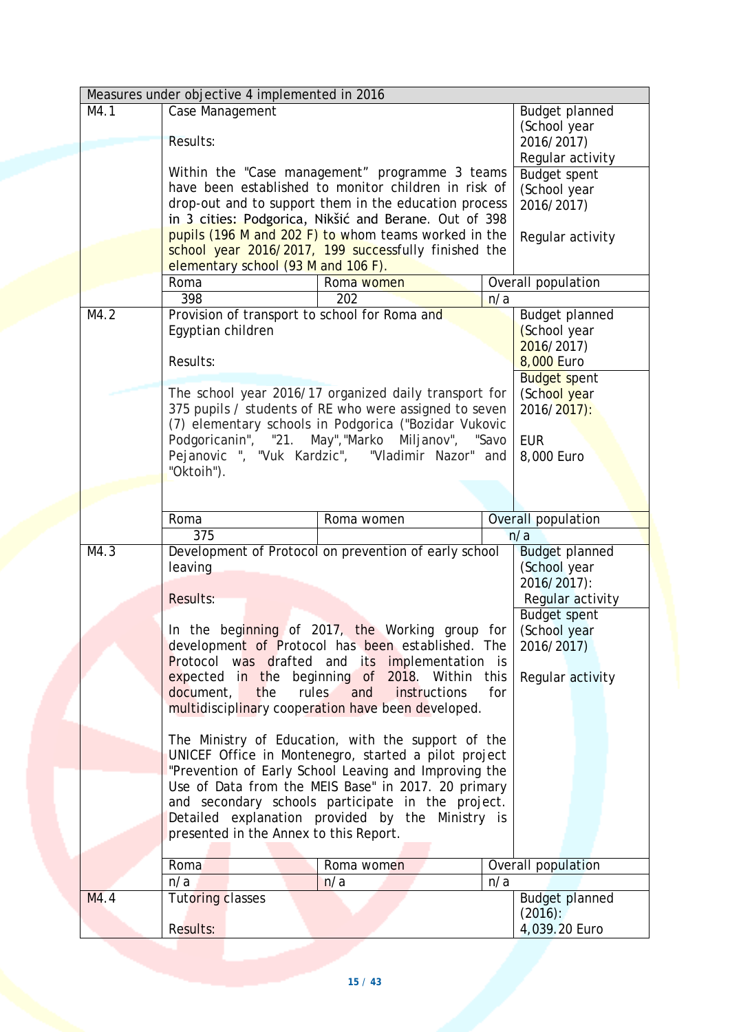| Measures under objective 4 implemented in 2016 | | | | |
|---|---|---|---|---|
| M4.1 | Case Management<br><br>Results:<br><br>Within the "Case management" programme 3 teams have been established to monitor children in risk of drop-out and to support them in the education process in 3 cities: Podgorica, Nikšić and Berane. Out of 398 pupils (196 M and 202 F) to whom teams worked in the school year 2016/2017, 199 successfully finished the elementary school (93 M and 106 F). | | | Budget planned (School year 2016/2017)<br>Regular activity<br><br>Budget spent (School year 2016/2017)<br><br>Regular activity |
| | Roma | Roma women | Overall population | |
| | 398 | 202 | n/a | |
| M4.2 | Provision of transport to school for Roma and Egyptian children<br><br>Results:<br><br>The school year 2016/17 organized daily transport for 375 pupils / students of RE who were assigned to seven (7) elementary schools in Podgorica ("Bozidar Vukovic Podgoricanin", "21. May", "Marko Miljanov", "Savo Pejanovic ", "Vuk Kardzic", "Vladimir Nazor" and "Oktoih"). | | | Budget planned (School year 2016/2017)<br>8,000 Euro<br><br>Budget spent (School year 2016/2017):<br><br>EUR<br>8,000 Euro |
| | Roma | Roma women | Overall population | |
| | 375 | | n/a | |
| M4.3 | Development of Protocol on prevention of early school leaving<br><br>Results:<br><br>In the beginning of 2017, the Working group for development of Protocol has been established. The Protocol was drafted and its implementation is expected in the beginning of 2018. Within this document, the rules and instructions for multidisciplinary cooperation have been developed.<br><br>The Ministry of Education, with the support of the UNICEF Office in Montenegro, started a pilot project "Prevention of Early School Leaving and Improving the Use of Data from the MEIS Base" in 2017. 20 primary and secondary schools participate in the project. Detailed explanation provided by the Ministry is presented in the Annex to this Report. | | | Budget planned (School year 2016/2017):<br>Regular activity<br><br>Budget spent (School year 2016/2017)<br><br>Regular activity |
| | Roma | Roma women | Overall population | |
| | n/a | n/a | n/a | |
| M4.4 | Tutoring classes<br><br>Results: | | | Budget planned (2016):<br>4,039.20 Euro |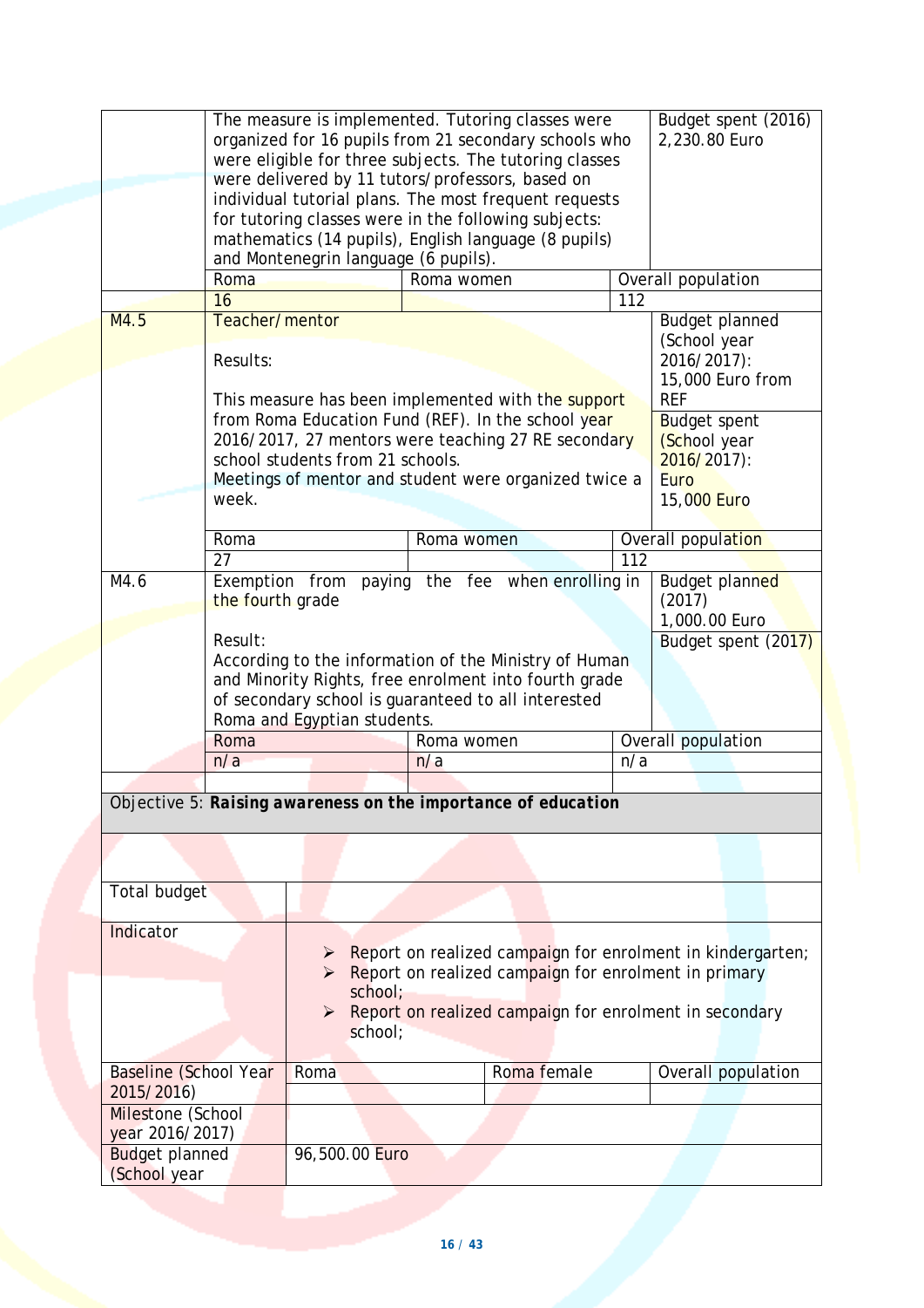| | | | | |
|---|---|---|---|---|
| | The measure is implemented. Tutoring classes were organized for 16 pupils from 21 secondary schools who were eligible for three subjects. The tutoring classes were delivered by 11 tutors/professors, based on individual tutorial plans. The most frequent requests for tutoring classes were in the following subjects: mathematics (14 pupils), English language (8 pupils) and Montenegrin language (6 pupils). | | | Budget spent (2016) 2,230.80 Euro |
| | Roma | Roma women | Overall population | |
| | 16 | | 112 | |
| M4.5 | Teacher/mentor<br><br>Results:<br><br>This measure has been implemented with the support from Roma Education Fund (REF). In the school year 2016/2017, 27 mentors were teaching 27 RE secondary school students from 21 schools.<br>Meetings of mentor and student were organized twice a week. | | | Budget planned (School year 2016/2017): 15,000 Euro from REF<br>Budget spent (School year 2016/2017): Euro 15,000 Euro |
| | Roma | Roma women | Overall population | |
| | 27 | | 112 | |
| M4.6 | Exemption from paying the fee when enrolling in the fourth grade<br><br>Result:<br>According to the information of the Ministry of Human and Minority Rights, free enrolment into fourth grade of secondary school is guaranteed to all interested Roma and Egyptian students. | | | Budget planned (2017) 1,000.00 Euro<br>Budget spent (2017) |
| | Roma | Roma women | Overall population | |
| | n/a | n/a | n/a | |

Objective 5: ***Raising awareness on the importance of education***

| | | | |
|---|---|---|---|
| Total budget | | | |
| Indicator | ➢ Report on realized campaign for enrolment in kindergarten;<br>➢ Report on realized campaign for enrolment in primary school;<br>➢ Report on realized campaign for enrolment in secondary school; | | |
| Baseline (School Year 2015/2016) | Roma | Roma female | Overall population |
| | | | |
| Milestone (School year 2016/2017) | | | |
| Budget planned (School year | 96,500.00 Euro | | |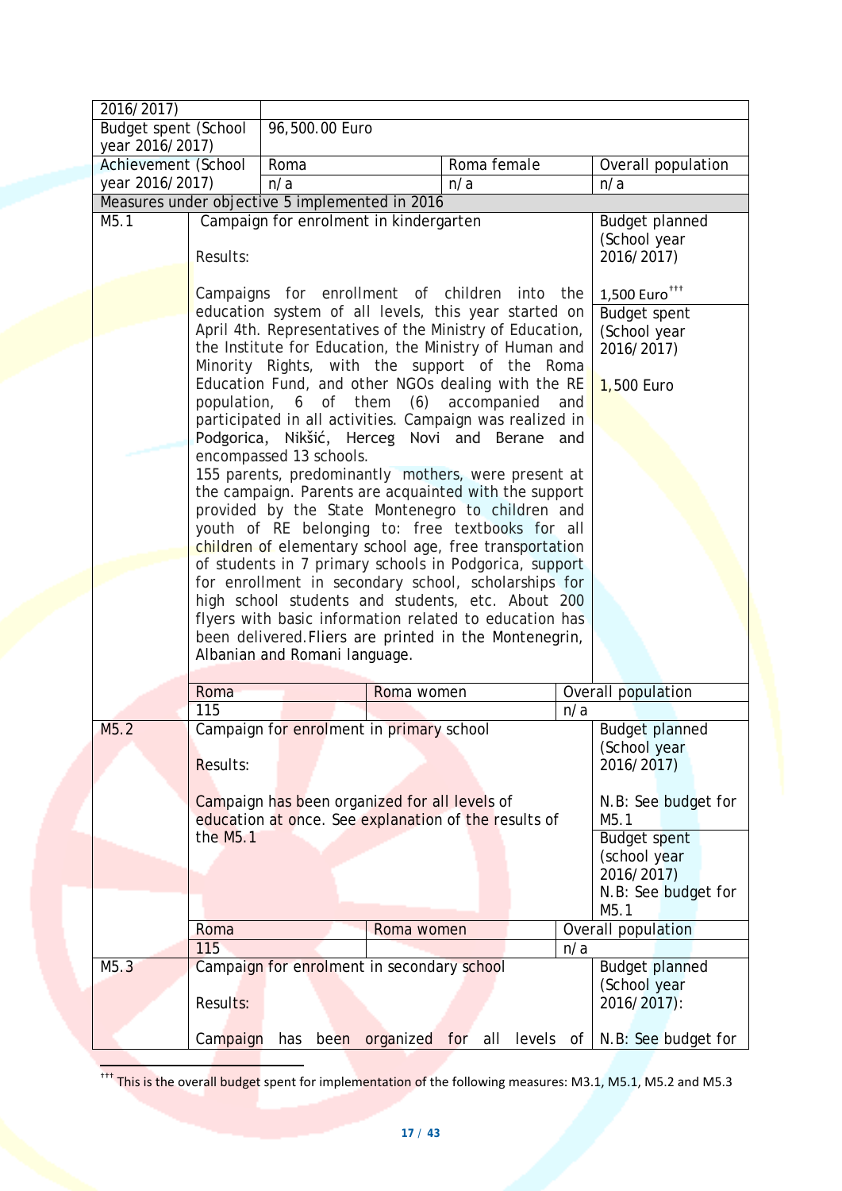| | | | | |
|---|---|---|---|---|
| 2016/2017) | | | | |
| Budget spent (School year 2016/2017) | 96,500.00 Euro | | | |
| Achievement (School year 2016/2017) | Roma | | Roma female | Overall population |
| | n/a | | n/a | n/a |
| Measures under objective 5 implemented in 2016 | | | | |
| M5.1 | Campaign for enrolment in kindergarten<br><br>Results:<br><br>Campaigns for enrollment of children into the education system of all levels, this year started on April 4th. Representatives of the Ministry of Education, the Institute for Education, the Ministry of Human and Minority Rights, with the support of the Roma Education Fund, and other NGOs dealing with the RE population, 6 of them (6) accompanied and participated in all activities. Campaign was realized in Podgorica, Nikšić, Herceg Novi and Berane and encompassed 13 schools.<br>155 parents, predominantly mothers, were present at the campaign. Parents are acquainted with the support provided by the State Montenegro to children and youth of RE belonging to: free textbooks for all children of elementary school age, free transportation of students in 7 primary schools in Podgorica, support for enrollment in secondary school, scholarships for high school students and students, etc. About 200 flyers with basic information related to education has been delivered.Fliers are printed in the Montenegrin, Albanian and Romani language. | | | Budget planned (School year 2016/2017)<br><br>1,500 Euro[†††]<br><br>Budget spent (School year 2016/2017)<br><br>1,500 Euro |
| | Roma | Roma women | | Overall population |
| | 115 | | | n/a |
| M5.2 | Campaign for enrolment in primary school<br><br>Results:<br><br>Campaign has been organized for all levels of education at once. See explanation of the results of the M5.1 | | | Budget planned (School year 2016/2017)<br><br>N.B: See budget for M5.1<br><br>Budget spent (school year 2016/2017)<br>N.B: See budget for M5.1 |
| | Roma | Roma women | | Overall population |
| | 115 | | | n/a |
| M5.3 | Campaign for enrolment in secondary school<br><br>Results:<br><br>Campaign has been organized for all levels of | | | Budget planned (School year 2016/2017):<br><br>N.B: See budget for |

[†††] This is the overall budget spent for implementation of the following measures: M3.1, M5.1, M5.2 and M5.3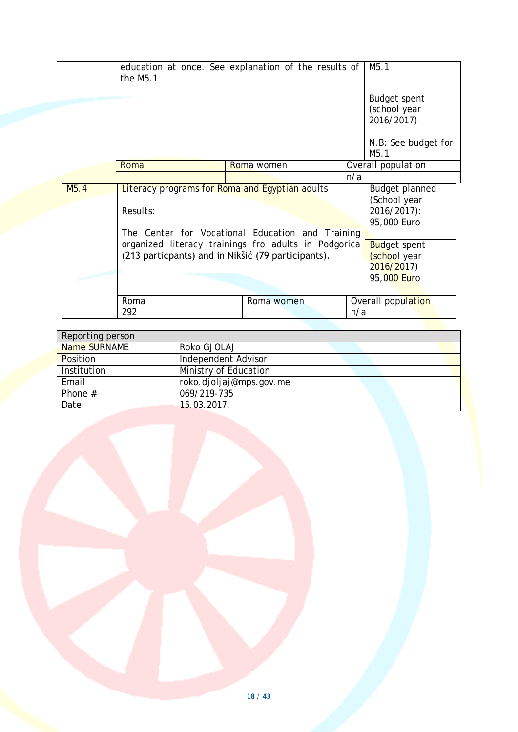| | | |
|---|---|---|
| | education at once. See explanation of the results of the M5.1 | M5.1<br><br>Budget spent (school year 2016/2017)<br><br>N.B: See budget for M5.1 |

| Roma | Roma women | Overall population |
|---|---|---|
| | | n/a |

| | | |
|---|---|---|
| M5.4 | Literacy programs for Roma and Egyptian adults<br><br>Results:<br><br>The Center for Vocational Education and Training organized literacy trainings fro adults in Podgorica (213 particpants) and in Nikšić (79 participants). | Budget planned (School year 2016/2017): 95,000 Euro<br><br>Budget spent (school year 2016/2017) 95,000 Euro |

| Roma | Roma women | Overall population |
|---|---|---|
| 292 | | n/a |

| Reporting person | |
|---|---|
| Name SURNAME | Roko GJOLAJ |
| Position | Independent Advisor |
| Institution | Ministry of Education |
| Email | roko.djoljaj@mps.gov.me |
| Phone # | 069/219-735 |
| Date | 15.03.2017. |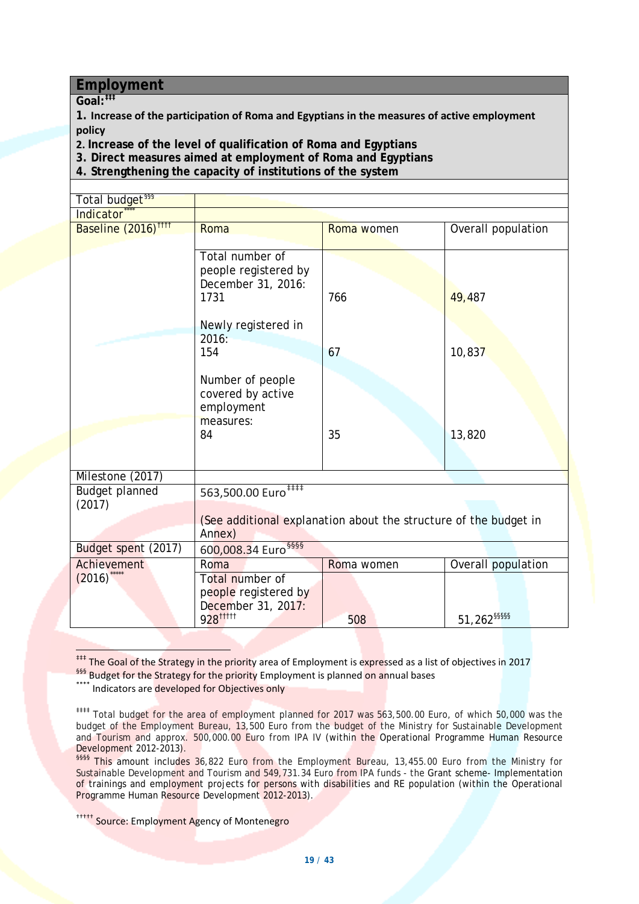## Employment

**Goal:**[‡‡‡]

**1. Increase of the participation of Roma and Egyptians in the measures of active employment policy**

**2. Increase of the level of qualification of Roma and Egyptians**

**3. Direct measures aimed at employment of Roma and Egyptians**

**4. Strengthening the capacity of institutions of the system**

| | | | |
|---|---|---|---|
| Total budget[§§§] | | | |
| Indicator[****] | | | |
| Baseline (2016)[††††] | Roma | Roma women | Overall population |
| | Total number of people registered by December 31, 2016: 1731 | 766 | 49,487 |
| | Newly registered in 2016: 154 | 67 | 10,837 |
| | Number of people covered by active employment measures: 84 | 35 | 13,820 |
| Milestone (2017) | | | |
| Budget planned (2017) | 563,500.00 Euro[‡‡‡‡] (See additional explanation about the structure of the budget in Annex) | | |
| Budget spent (2017) | 600,008.34 Euro[§§§§] | | |
| Achievement (2016)[*****] | Roma | Roma women | Overall population |
| | Total number of people registered by December 31, 2017: 928[†††††] | 508 | 51,262[§§§§§] |

[‡‡‡] The Goal of the Strategy in the priority area of Employment is expressed as a list of objectives in 2017

[§§§] Budget for the Strategy for the priority Employment is planned on annual bases

[****] Indicators are developed for Objectives only

[‡‡‡‡] Total budget for the area of employment planned for 2017 was 563,500.00 Euro, of which 50,000 was the budget of the Employment Bureau, 13,500 Euro from the budget of the Ministry for Sustainable Development and Tourism and approx. 500,000.00 Euro from IPA IV (within the Operational Programme Human Resource Development 2012-2013).

[§§§§] This amount includes 36,822 Euro from the Employment Bureau, 13,455.00 Euro from the Ministry for Sustainable Development and Tourism and 549,731.34 Euro from IPA funds - the Grant scheme- Implementation of trainings and employment projects for persons with disabilities and RE population (within the Operational Programme Human Resource Development 2012-2013).

[†††††] Source: Employment Agency of Montenegro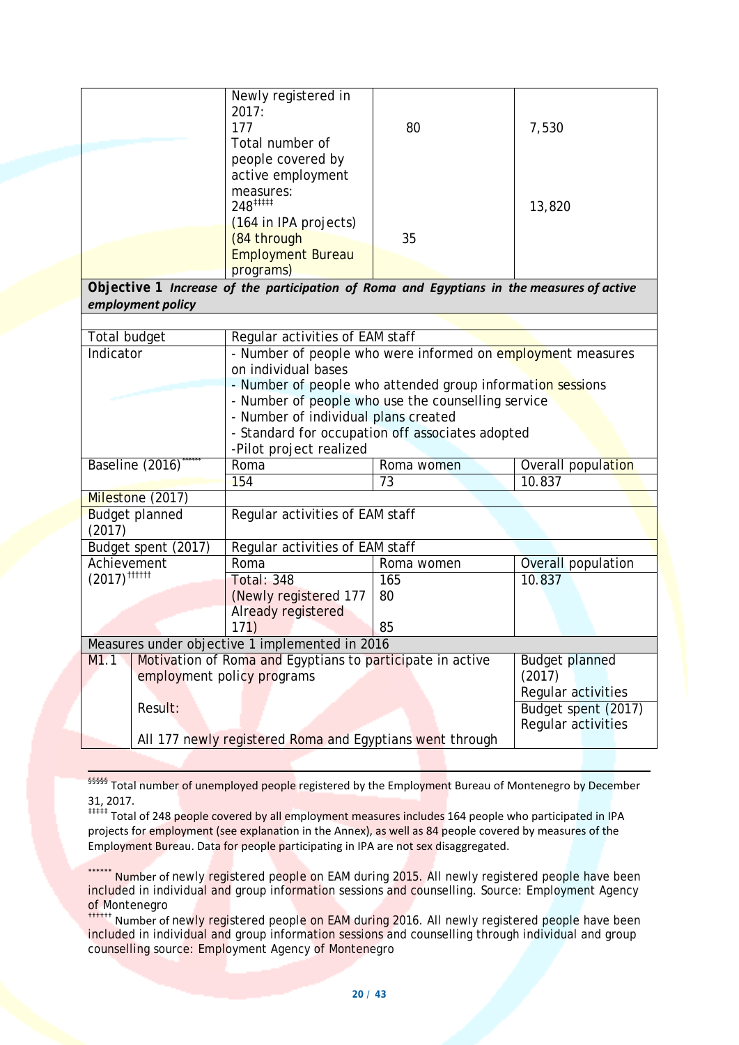| | | | |
|---|---|---|---|
| | Newly registered in 2017:<br>177<br>Total number of people covered by active employment measures:<br>248[‡‡‡‡‡]<br>(164 in IPA projects)<br>(84 through Employment Bureau programs) | 80<br><br><br><br>35 | 7,530<br><br>13,820 |

| | | | |
|---|---|---|---|
| **Objective 1** ***Increase of the participation of Roma and Egyptians in the measures of active employment policy*** | | | |
| Total budget | Regular activities of EAM staff | | |
| Indicator | - Number of people who were informed on employment measures on individual bases<br>- Number of people who attended group information sessions<br>- Number of people who use the counselling service<br>- Number of individual plans created<br>- Standard for occupation off associates adopted<br>-Pilot project realized | | |
| Baseline (2016)[******] | Roma | Roma women | Overall population |
| | 154 | 73 | 10.837 |
| Milestone (2017) | | | |
| Budget planned (2017) | Regular activities of EAM staff | | |
| Budget spent (2017) | Regular activities of EAM staff | | |
| Achievement (2017)[††††††] | Roma | Roma women | Overall population |
| | Total: 348<br>(Newly registered 177<br>Already registered 171) | 165<br>80<br><br>85 | 10.837 |

| | | |
|---|---|---|
| Measures under objective 1 implemented in 2016 | | |
| M1.1 | Motivation of Roma and Egyptians to participate in active employment policy programs<br><br>Result:<br><br>All 177 newly registered Roma and Egyptians went through | Budget planned (2017)<br>Regular activities<br>Budget spent (2017)<br>Regular activities |

[§§§§§] Total number of unemployed people registered by the Employment Bureau of Montenegro by December 31, 2017.

[‡‡‡‡‡] Total of 248 people covered by all employment measures includes 164 people who participated in IPA projects for employment (see explanation in the Annex), as well as 84 people covered by measures of the Employment Bureau. Data for people participating in IPA are not sex disaggregated.

[******] Number of newly registered people on EAM during 2015. All newly registered people have been included in individual and group information sessions and counselling. Source: Employment Agency of Montenegro

[††††††] Number of newly registered people on EAM during 2016. All newly registered people have been included in individual and group information sessions and counselling through individual and group counselling source: Employment Agency of Montenegro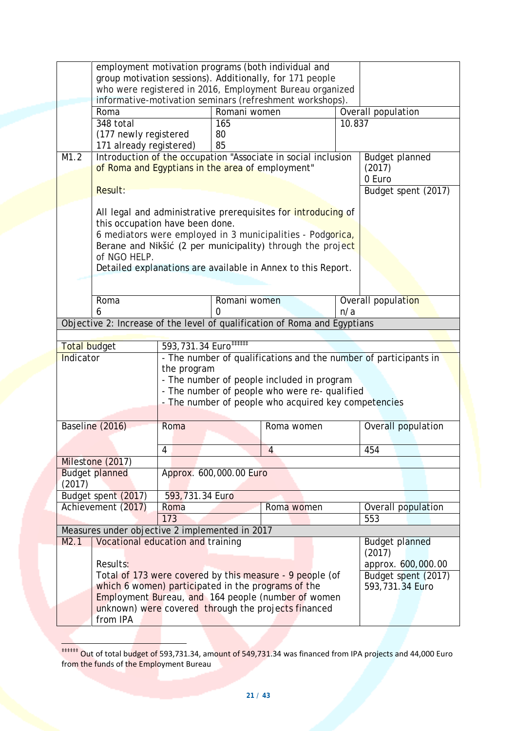| | | | | | |
|---|---|---|---|---|---|
| | employment motivation programs (both individual and group motivation sessions). Additionally, for 171 people who were registered in 2016, Employment Bureau organized informative-motivation seminars (refreshment workshops). | | | | |
| | Roma | | Romani women | Overall population | |
| | 348 total<br>(177 newly registered<br>171 already registered) | | 165<br>80<br>85 | 10.837 | |
| M1.2 | Introduction of the occupation "Associate in social inclusion of Roma and Egyptians in the area of employment"<br><br>Result:<br><br>All legal and administrative prerequisites for introducing of this occupation have been done.<br>6 mediators were employed in 3 municipalities - Podgorica, Berane and Nikšić (2 per municipality) through the project of NGO HELP.<br>Detailed explanations are available in Annex to this Report. | | | | Budget planned (2017)<br>0 Euro<br>Budget spent (2017) |
| | Roma | | Romani women | Overall population | |
| | 6 | | 0 | n/a | |

Objective 2: Increase of the level of qualification of Roma and Egyptians

| | | | |
|---|---|---|---|
| Total budget | 593,731.34 Euro[‡‡‡‡‡‡] | | |
| Indicator | - The number of qualifications and the number of participants in the program<br>- The number of people included in program<br>- The number of people who were re- qualified<br>- The number of people who acquired key competencies | | |
| Baseline (2016) | Roma | Roma women | Overall population |
| | 4 | 4 | 454 |
| Milestone (2017) | | | |
| Budget planned (2017) | Approx. 600,000.00 Euro | | |
| Budget spent (2017) | 593,731.34 Euro | | |
| Achievement (2017) | Roma | Roma women | Overall population |
| | 173 | | 553 |

Measures under objective 2 implemented in 2017

| | | |
|---|---|---|
| M2.1 | Vocational education and training<br><br>Results:<br>Total of 173 were covered by this measure - 9 people (of which 6 women) participated in the programs of the Employment Bureau, and 164 people (number of women unknown) were covered through the projects financed from IPA | Budget planned (2017)<br>approx. 600,000.00<br>Budget spent (2017)<br>593,731.34 Euro |

[‡‡‡‡‡‡] Out of total budget of 593,731.34, amount of 549,731.34 was financed from IPA projects and 44,000 Euro from the funds of the Employment Bureau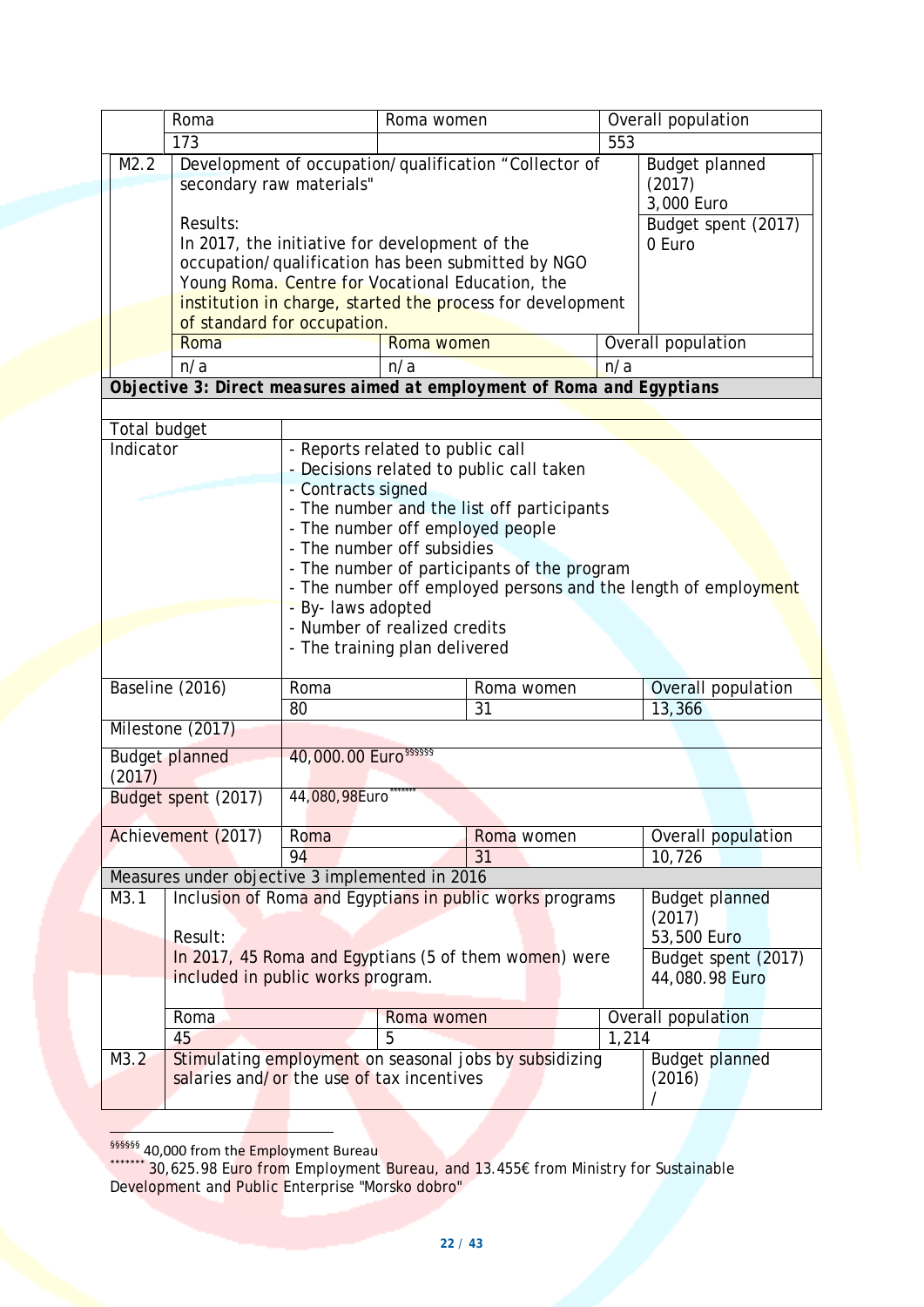| | Roma | Roma women | Overall population |
|---|---|---|---|
| | 173 | | 553 |

| | | |
|---|---|---|
| M2.2 | Development of occupation/qualification "Collector of secondary raw materials"<br><br>Results:<br>In 2017, the initiative for development of the occupation/qualification has been submitted by NGO Young Roma. Centre for Vocational Education, the institution in charge, started the process for development of standard for occupation. | Budget planned (2017)<br>3,000 Euro<br><br>Budget spent (2017)<br>0 Euro |

| Roma | Roma women | Overall population |
|---|---|---|
| n/a | n/a | n/a |

**Objective 3: Direct measures aimed at employment of Roma and Egyptians**

| | | | |
|---|---|---|---|
| Total budget | | | |
| Indicator | - Reports related to public call<br>- Decisions related to public call taken<br>- Contracts signed<br>- The number and the list off participants<br>- The number off employed people<br>- The number off subsidies<br>- The number of participants of the program<br>- The number off employed persons and the length of employment<br>- By- laws adopted<br>- Number of realized credits<br>- The training plan delivered | | |
| Baseline (2016) | Roma | Roma women | Overall population |
| | 80 | 31 | 13,366 |
| Milestone (2017) | | | |
| Budget planned (2017) | 40,000.00 Euro[§§§§§§] | | |
| Budget spent (2017) | 44,080,98Euro[*******] | | |
| Achievement (2017) | Roma | Roma women | Overall population |
| | 94 | 31 | 10,726 |

Measures under objective 3 implemented in 2016

| | | |
|---|---|---|
| M3.1 | Inclusion of Roma and Egyptians in public works programs<br><br>Result:<br>In 2017, 45 Roma and Egyptians (5 of them women) were included in public works program. | Budget planned (2017)<br>53,500 Euro<br><br>Budget spent (2017)<br>44,080.98 Euro |

| Roma | Roma women | Overall population |
|---|---|---|
| 45 | 5 | 1,214 |

| | | |
|---|---|---|
| M3.2 | Stimulating employment on seasonal jobs by subsidizing salaries and/or the use of tax incentives | Budget planned (2016)<br>/ |

[§§§§§§] 40,000 from the Employment Bureau

[*******] 30,625.98 Euro from Employment Bureau, and 13.455€ from Ministry for Sustainable Development and Public Enterprise "Morsko dobro"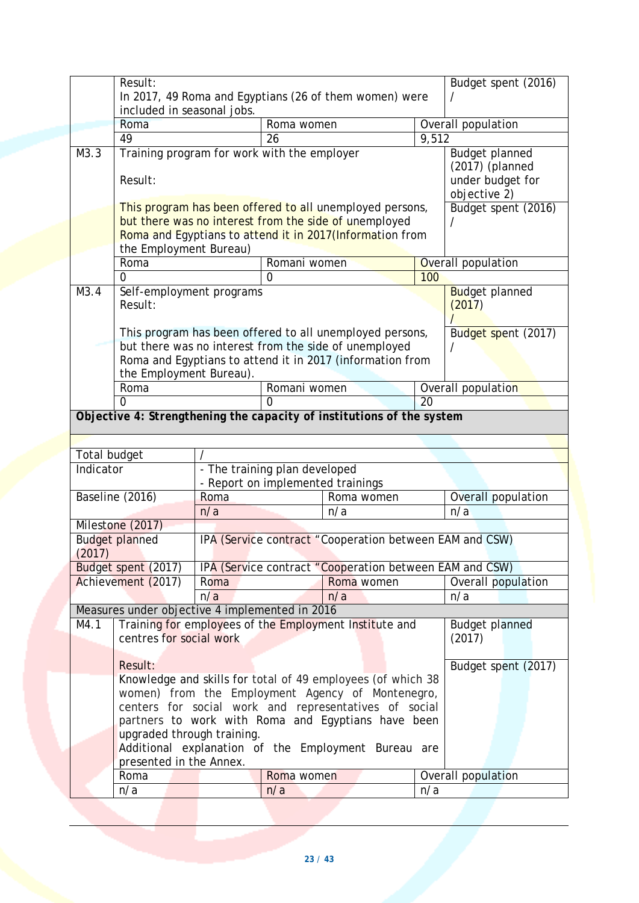| | | | | | |
|---|---|---|---|---|---|
| | Result:<br>In 2017, 49 Roma and Egyptians (26 of them women) were included in seasonal jobs. | | | | Budget spent (2016)<br>/ |
| | Roma | Roma women | | Overall population | |
| | 49 | 26 | | 9,512 | |
| M3.3 | Training program for work with the employer<br><br>Result:<br><br>This program has been offered to all unemployed persons, but there was no interest from the side of unemployed Roma and Egyptians to attend it in 2017(Information from the Employment Bureau) | | | | Budget planned (2017) (planned under budget for objective 2)<br><br>Budget spent (2016)<br>/ |
| | Roma | Romani women | | Overall population | |
| | 0 | 0 | | 100 | |
| M3.4 | Self-employment programs<br>Result:<br><br>This program has been offered to all unemployed persons, but there was no interest from the side of unemployed Roma and Egyptians to attend it in 2017 (information from the Employment Bureau). | | | | Budget planned (2017)<br>/<br><br>Budget spent (2017)<br>/ |
| | Roma | Romani women | | Overall population | |
| | 0 | 0 | | 20 | |

**Objective 4: Strengthening the capacity of institutions of the system**

| | | | |
|---|---|---|---|
| Total budget | / | | |
| Indicator | - The training plan developed<br>- Report on implemented trainings | | |
| Baseline (2016) | Roma | Roma women | Overall population |
| | n/a | n/a | n/a |
| Milestone (2017) | | | |
| Budget planned (2017) | IPA (Service contract "Cooperation between EAM and CSW) | | |
| Budget spent (2017) | IPA (Service contract "Cooperation between EAM and CSW) | | |
| Achievement (2017) | Roma | Roma women | Overall population |
| | n/a | n/a | n/a |

Measures under objective 4 implemented in 2016

| | | | | |
|---|---|---|---|---|
| M4.1 | Training for employees of the Employment Institute and centres for social work<br><br>Result:<br>Knowledge and skills for total of 49 employees (of which 38 women) from the Employment Agency of Montenegro, centers for social work and representatives of social partners to work with Roma and Egyptians have been upgraded through training.<br>Additional explanation of the Employment Bureau are presented in the Annex. | | | Budget planned (2017)<br><br>Budget spent (2017) |
| | Roma | Roma women | Overall population | |
| | n/a | n/a | n/a | |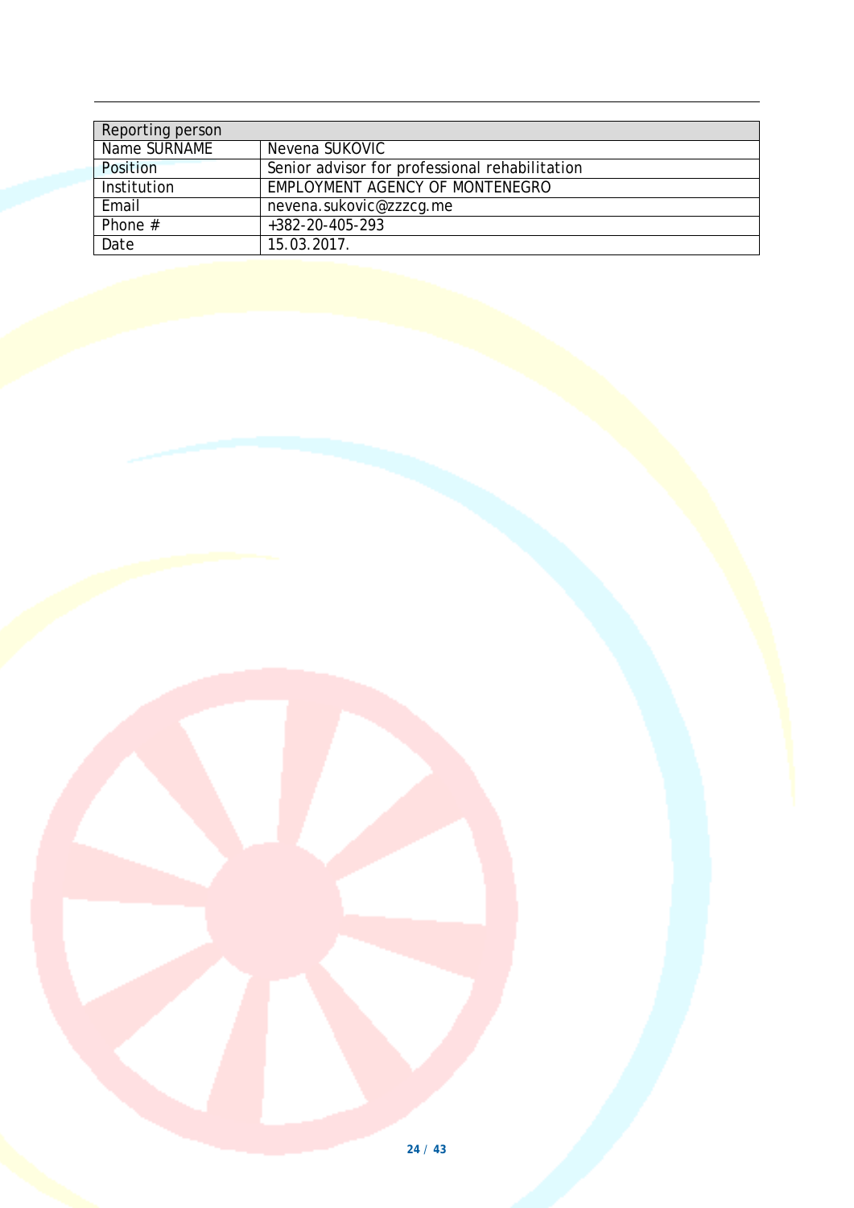| Reporting person | |
|---|---|
| Name SURNAME | Nevena SUKOVIC |
| Position | Senior advisor for professional rehabilitation |
| Institution | EMPLOYMENT AGENCY OF MONTENEGRO |
| Email | nevena.sukovic@zzzcg.me |
| Phone # | +382-20-405-293 |
| Date | 15.03.2017. |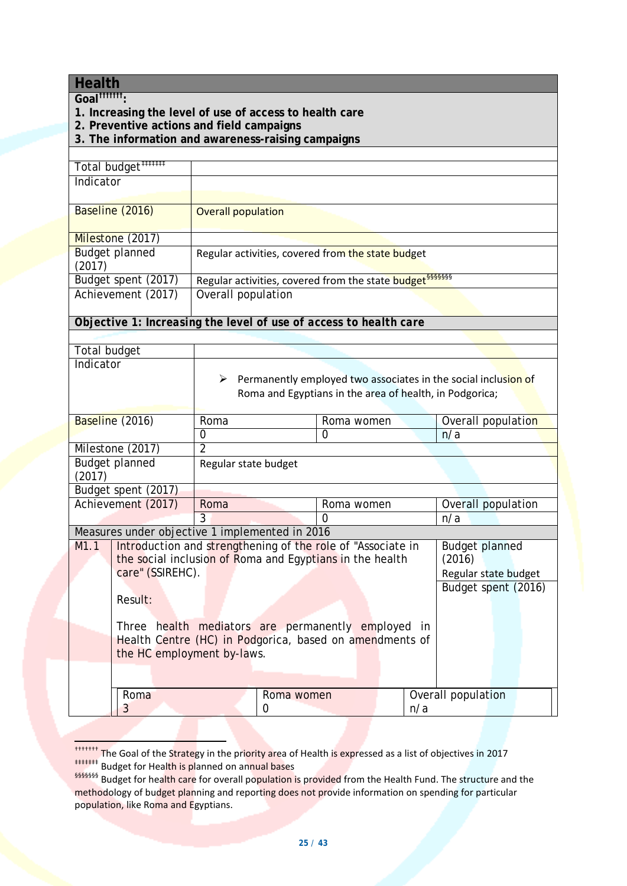## Health

**Goal[†††††††]:**

**1. Increasing the level of use of access to health care**
**2. Preventive actions and field campaigns**
**3. The information and awareness-raising campaigns**

| | |
|---|---|
| Total budget[‡‡‡‡‡‡‡] | |
| Indicator | |
| Baseline (2016) | Overall population |
| Milestone (2017) | |
| Budget planned (2017) | Regular activities, covered from the state budget |
| Budget spent (2017) | Regular activities, covered from the state budget[§§§§§§§] |
| Achievement (2017) | Overall population |

**Objective 1: Increasing the level of use of access to health care**

| | | | |
|---|---|---|---|
| Total budget | | | |
| Indicator | ➢ Permanently employed two associates in the social inclusion of Roma and Egyptians in the area of health, in Podgorica; | | |
| Baseline (2016) | Roma | Roma women | Overall population |
| | 0 | 0 | n/a |
| Milestone (2017) | 2 | | |
| Budget planned (2017) | Regular state budget | | |
| Budget spent (2017) | | | |
| Achievement (2017) | Roma | Roma women | Overall population |
| | 3 | 0 | n/a |

**Measures under objective 1 implemented in 2016**

| | | |
|---|---|---|
| M1.1 | Introduction and strengthening of the role of "Associate in the social inclusion of Roma and Egyptians in the health care" (SSIREHC).<br><br>Result:<br><br>Three health mediators are permanently employed in Health Centre (HC) in Podgorica, based on amendments of the HC employment by-laws. | Budget planned (2016)<br>Regular state budget<br>Budget spent (2016) |

| Roma | Roma women | Overall population |
|---|---|---|
| 3 | 0 | n/a |

---

[†††††††] The Goal of the Strategy in the priority area of Health is expressed as a list of objectives in 2017

[‡‡‡‡‡‡‡] Budget for Health is planned on annual bases

[§§§§§§§] Budget for health care for overall population is provided from the Health Fund. The structure and the methodology of budget planning and reporting does not provide information on spending for particular population, like Roma and Egyptians.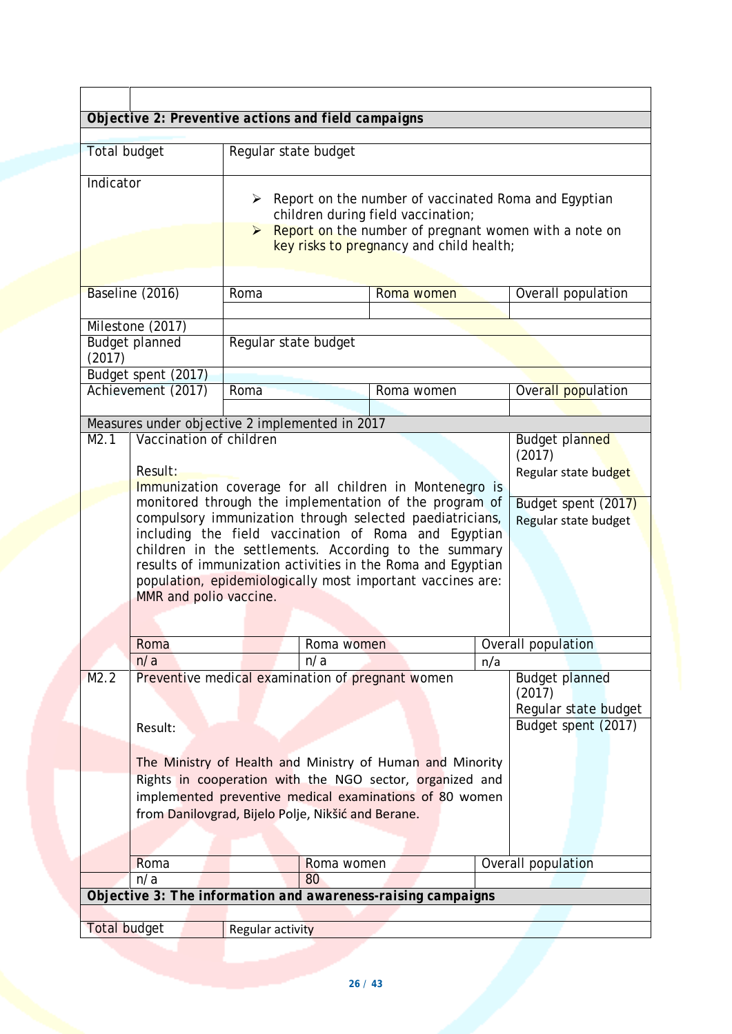| | | | | | |
|---|---|---|---|---|---|
| **Objective 2: Preventive actions and field campaigns** | | | | | |
| Total budget | Regular state budget | | | | |
| Indicator | ➢ Report on the number of vaccinated Roma and Egyptian children during field vaccination;<br>➢ Report on the number of pregnant women with a note on key risks to pregnancy and child health; | | | | |
| Baseline (2016) | Roma | | Roma women | | Overall population |
| Milestone (2017) | | | | | |
| Budget planned (2017) | Regular state budget | | | | |
| Budget spent (2017) | | | | | |
| Achievement (2017) | Roma | | Roma women | | Overall population |
| Measures under objective 2 implemented in 2017 | | | | | |
| M2.1 | Vaccination of children<br><br>Result:<br>Immunization coverage for all children in Montenegro is monitored through the implementation of the program of compulsory immunization through selected paediatricians, including the field vaccination of Roma and Egyptian children in the settlements. According to the summary results of immunization activities in the Roma and Egyptian population, epidemiologically most important vaccines are: MMR and polio vaccine. | | | | Budget planned (2017)<br>Regular state budget<br><br>Budget spent (2017)<br>Regular state budget |
| | Roma | Roma women | | Overall population | |
| | n/a | n/a | | n/a | |
| M2.2 | Preventive medical examination of pregnant women<br><br>Result:<br><br>The Ministry of Health and Ministry of Human and Minority Rights in cooperation with the NGO sector, organized and implemented preventive medical examinations of 80 women from Danilovgrad, Bijelo Polje, Nikšić and Berane. | | | | Budget planned (2017)<br>Regular state budget<br>Budget spent (2017) |
| | Roma | Roma women | | Overall population | |
| | n/a | 80 | | | |
| **Objective 3: The information and awareness-raising campaigns** | | | | | |
| Total budget | Regular activity | | | | |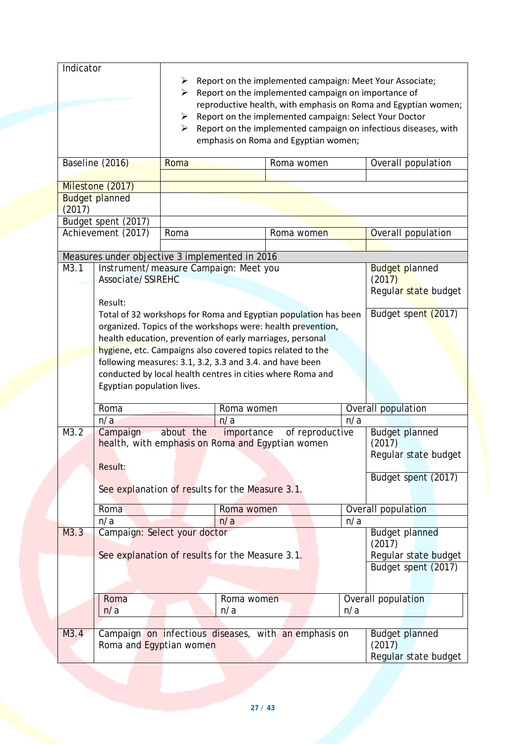| | | | |
|---|---|---|---|
| Indicator | ➢ Report on the implemented campaign: Meet Your Associate;<br>➢ Report on the implemented campaign on importance of reproductive health, with emphasis on Roma and Egyptian women;<br>➢ Report on the implemented campaign: Select Your Doctor<br>➢ Report on the implemented campaign on infectious diseases, with emphasis on Roma and Egyptian women; | | |
| Baseline (2016) | Roma | Roma women | Overall population |
| | | | |
| Milestone (2017) | | | |
| Budget planned (2017) | | | |
| Budget spent (2017) | | | |
| Achievement (2017) | Roma | Roma women | Overall population |
| | | | |

| | | | | |
|---|---|---|---|---|
| **Measures under objective 3 implemented in 2016** | | | | |
| M3.1 | Instrument/measure Campaign: Meet you Associate/SSIREHC<br><br>Result:<br>Total of 32 workshops for Roma and Egyptian population has been organized. Topics of the workshops were: health prevention, health education, prevention of early marriages, personal hygiene, etc. Campaigns also covered topics related to the following measures: 3.1, 3.2, 3.3 and 3.4. and have been conducted by local health centres in cities where Roma and Egyptian population lives. | | | Budget planned (2017)<br>Regular state budget<br><br>Budget spent (2017) |
| | Roma | Roma women | Overall population | |
| | n/a | n/a | n/a | |
| M3.2 | Campaign about the importance of reproductive health, with emphasis on Roma and Egyptian women<br><br>Result:<br><br>See explanation of results for the Measure 3.1. | | | Budget planned (2017)<br>Regular state budget<br><br>Budget spent (2017) |
| | Roma | Roma women | Overall population | |
| | n/a | n/a | n/a | |
| M3.3 | Campaign: Select your doctor<br><br>See explanation of results for the Measure 3.1. | | | Budget planned (2017)<br>Regular state budget<br>Budget spent (2017) |
| | Roma<br>n/a | Roma women<br>n/a | Overall population<br>n/a | |
| M3.4 | Campaign on infectious diseases, with an emphasis on Roma and Egyptian women | | | Budget planned (2017)<br>Regular state budget |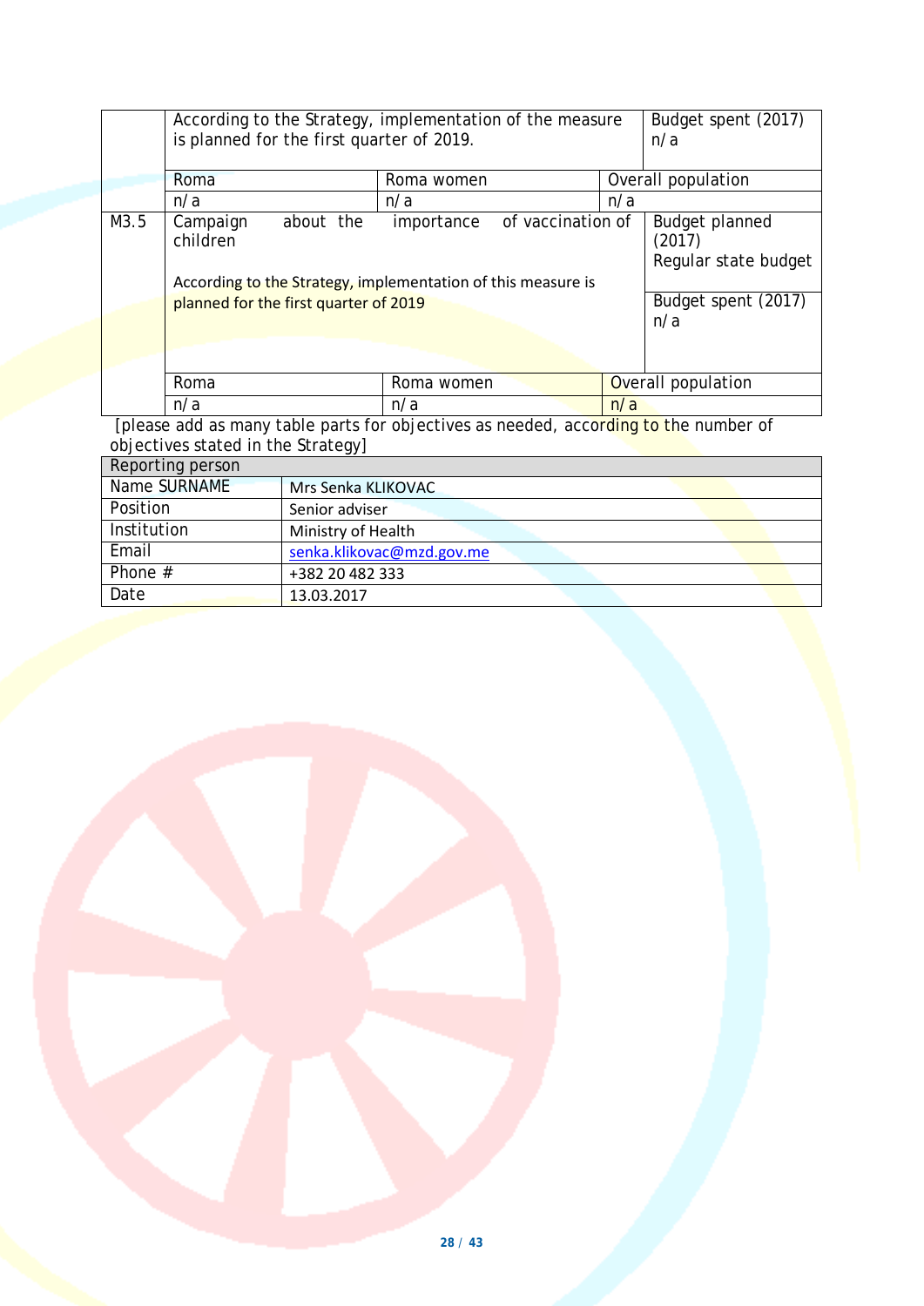| | | | |
|---|---|---|---|
| | According to the Strategy, implementation of the measure is planned for the first quarter of 2019. | | Budget spent (2017) n/a |
| | Roma | Roma women | Overall population |
| | n/a | n/a | n/a |
| M3.5 | Campaign about the importance of vaccination of children<br><br>According to the Strategy, implementation of this measure is planned for the first quarter of 2019 | | Budget planned (2017) Regular state budget<br><br>Budget spent (2017) n/a |
| | Roma | Roma women | Overall population |
| | n/a | n/a | n/a |

[please add as many table parts for objectives as needed, according to the number of objectives stated in the Strategy]

| Reporting person | |
|---|---|
| Name SURNAME | Mrs Senka KLIKOVAC |
| Position | Senior adviser |
| Institution | Ministry of Health |
| Email | senka.klikovac@mzd.gov.me |
| Phone # | +382 20 482 333 |
| Date | 13.03.2017 |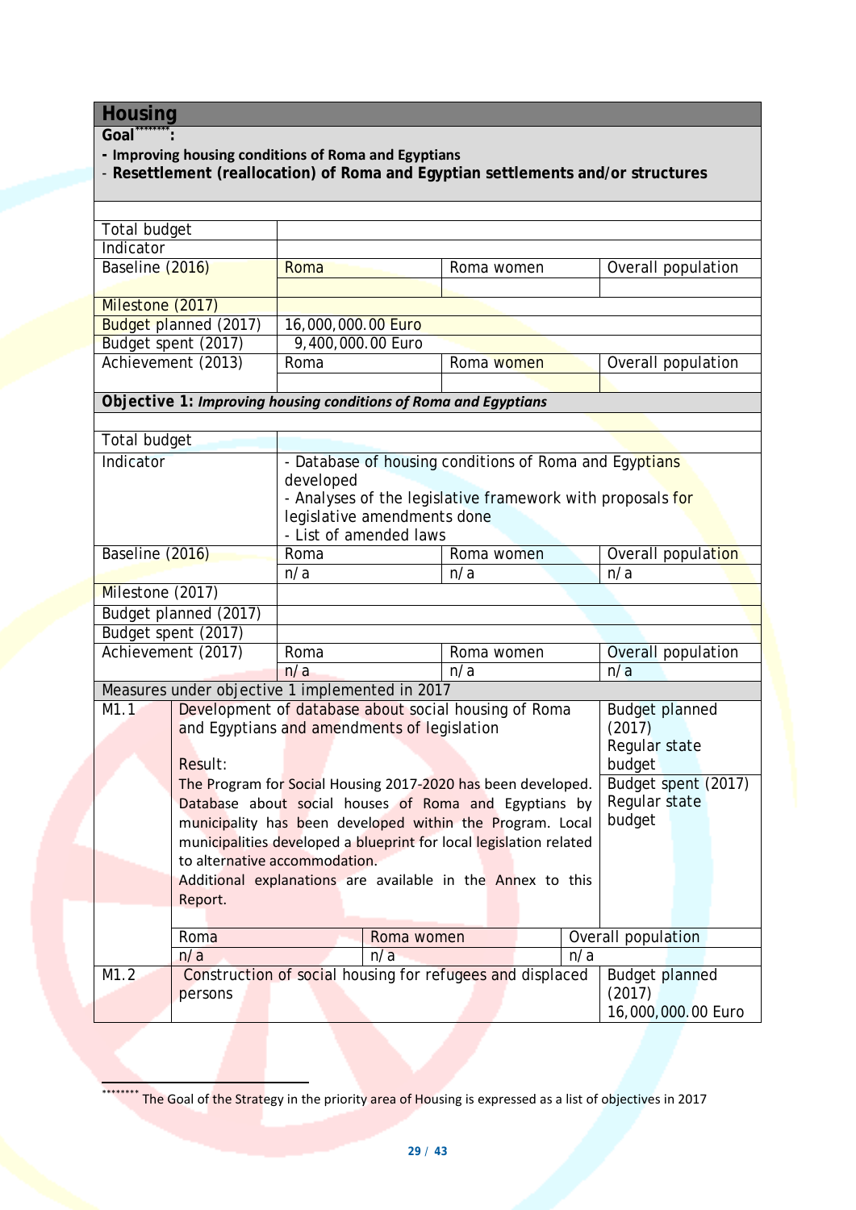## Housing

**Goal[********]:**

**- Improving housing conditions of Roma and Egyptians**

- **Resettlement (reallocation) of Roma and Egyptian settlements and/or structures**

| | | | |
|---|---|---|---|
| Total budget | | | |
| Indicator | | | |
| Baseline (2016) | Roma | Roma women | Overall population |
| | | | |
| Milestone (2017) | | | |
| Budget planned (2017) | 16,000,000.00 Euro | | |
| Budget spent (2017) | 9,400,000.00 Euro | | |
| Achievement (2013) | Roma | Roma women | Overall population |
| | | | |

**Objective 1:** ***Improving housing conditions of Roma and Egyptians***

| | | | |
|---|---|---|---|
| Total budget | | | |
| Indicator | - Database of housing conditions of Roma and Egyptians developed<br>- Analyses of the legislative framework with proposals for legislative amendments done<br>- List of amended laws | | |
| Baseline (2016) | Roma | Roma women | Overall population |
| | n/a | n/a | n/a |
| Milestone (2017) | | | |
| Budget planned (2017) | | | |
| Budget spent (2017) | | | |
| Achievement (2017) | Roma | Roma women | Overall population |
| | n/a | n/a | n/a |

Measures under objective 1 implemented in 2017

| | | | | |
|---|---|---|---|---|
| M1.1 | Development of database about social housing of Roma and Egyptians and amendments of legislation<br><br>Result:<br>The Program for Social Housing 2017-2020 has been developed. Database about social houses of Roma and Egyptians by municipality has been developed within the Program. Local municipalities developed a blueprint for local legislation related to alternative accommodation.<br>Additional explanations are available in the Annex to this Report. | | | Budget planned (2017)<br>Regular state budget<br><br>Budget spent (2017)<br>Regular state budget |
| | Roma | Roma women | Overall population | |
| | n/a | n/a | n/a | |
| M1.2 | Construction of social housing for refugees and displaced persons | | | Budget planned (2017)<br>16,000,000.00 Euro |

[********] The Goal of the Strategy in the priority area of Housing is expressed as a list of objectives in 2017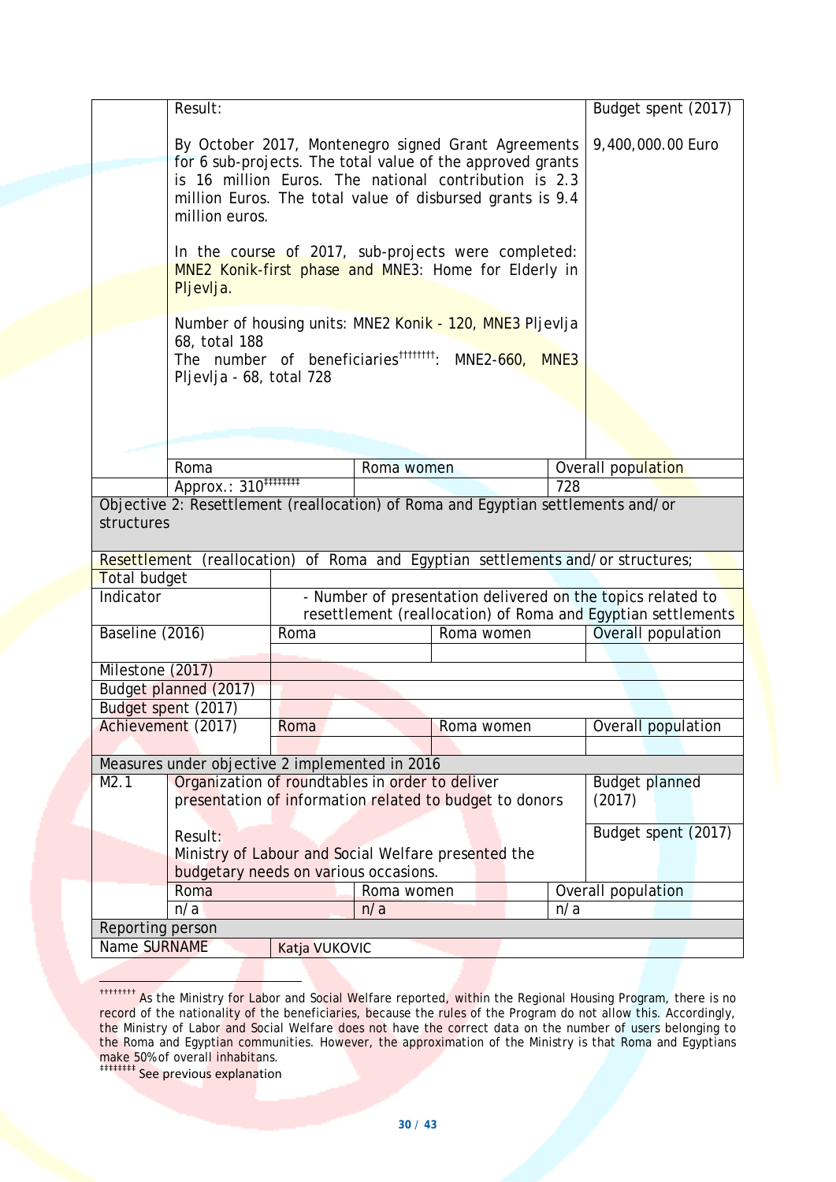| | | | | |
|---|---|---|---|---|
| | Result:<br><br>By October 2017, Montenegro signed Grant Agreements for 6 sub-projects. The total value of the approved grants is 16 million Euros. The national contribution is 2.3 million Euros. The total value of disbursed grants is 9.4 million euros.<br><br>In the course of 2017, sub-projects were completed: MNE2 Konik-first phase and MNE3: Home for Elderly in Pljevlja.<br><br>Number of housing units: MNE2 Konik - 120, MNE3 Pljevlja 68, total 188<br>The number of beneficiaries[††††††††]: MNE2-660, MNE3 Pljevlja - 68, total 728 | | | Budget spent (2017)<br><br>9,400,000.00 Euro |
| | Roma | Roma women | | Overall population |
| | Approx.: 310[‡‡‡‡‡‡‡‡] | | | 728 |

| | | | |
|---|---|---|---|
| **Objective 2: Resettlement (reallocation) of Roma and Egyptian settlements and/or structures** | | | |
| Resettlement (reallocation) of Roma and Egyptian settlements and/or structures; | | | |
| Total budget | | | |
| Indicator | - Number of presentation delivered on the topics related to resettlement (reallocation) of Roma and Egyptian settlements | | |
| Baseline (2016) | Roma | Roma women | Overall population |
| | | | |
| Milestone (2017) | | | |
| Budget planned (2017) | | | |
| Budget spent (2017) | | | |
| Achievement (2017) | Roma | Roma women | Overall population |
| | | | |

| | | | |
|---|---|---|---|
| **Measures under objective 2 implemented in 2016** | | | |
| M2.1 | Organization of roundtables in order to deliver presentation of information related to budget to donors | | Budget planned (2017) |
| | Result:<br>Ministry of Labour and Social Welfare presented the budgetary needs on various occasions. | | Budget spent (2017) |
| | Roma | Roma women | Overall population |
| | n/a | n/a | n/a |
| **Reporting person** | | | |
| Name SURNAME | Katja VUKOVIC | | |

[††††††††] As the Ministry for Labor and Social Welfare reported, within the Regional Housing Program, there is no record of the nationality of the beneficiaries, because the rules of the Program do not allow this. Accordingly, the Ministry of Labor and Social Welfare does not have the correct data on the number of users belonging to the Roma and Egyptian communities. However, the approximation of the Ministry is that Roma and Egyptians make 50% of overall inhabitans.

[‡‡‡‡‡‡‡‡] See previous explanation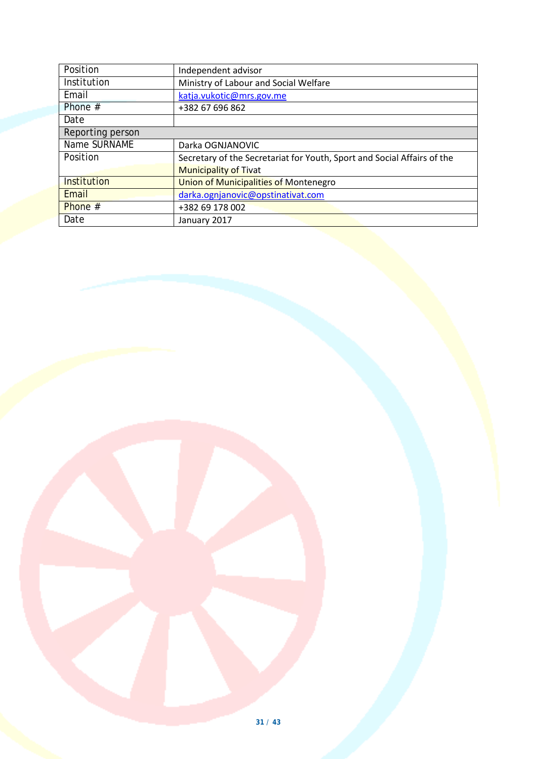| | |
|---|---|
| Position | Independent advisor |
| Institution | Ministry of Labour and Social Welfare |
| Email | katja.vukotic@mrs.gov.me |
| Phone # | +382 67 696 862 |
| Date | |
| Reporting person | |
| Name SURNAME | Darka OGNJANOVIC |
| Position | Secretary of the Secretariat for Youth, Sport and Social Affairs of the Municipality of Tivat |
| Institution | Union of Municipalities of Montenegro |
| Email | darka.ognjanovic@opstinativat.com |
| Phone # | +382 69 178 002 |
| Date | January 2017 |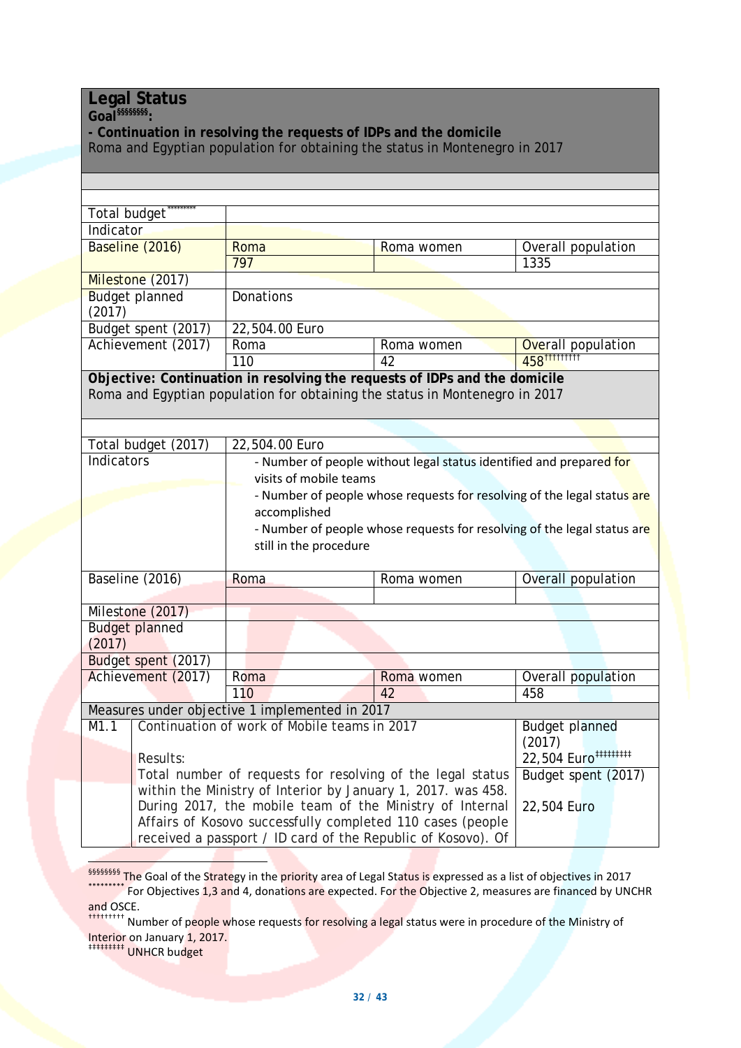**Legal Status**

**Goal[§§§§§§§§]:**

**- Continuation in resolving the requests of IDPs and the domicile**
Roma and Egyptian population for obtaining the status in Montenegro in 2017

| | | | |
|---|---|---|---|
| Total budget[*********] | | | |
| Indicator | | | |
| Baseline (2016) | Roma | Roma women | Overall population |
| | 797 | | 1335 |
| Milestone (2017) | | | |
| Budget planned (2017) | Donations | | |
| Budget spent (2017) | 22,504.00 Euro | | |
| Achievement (2017) | Roma | Roma women | Overall population |
| | 110 | 42 | 458[†††††††††] |

**Objective: Continuation in resolving the requests of IDPs and the domicile**
Roma and Egyptian population for obtaining the status in Montenegro in 2017

| | | | |
|---|---|---|---|
| Total budget (2017) | 22,504.00 Euro | | |
| Indicators | - Number of people without legal status identified and prepared for visits of mobile teams<br>- Number of people whose requests for resolving of the legal status are accomplished<br>- Number of people whose requests for resolving of the legal status are still in the procedure | | |
| Baseline (2016) | Roma | Roma women | Overall population |
| | | | |
| Milestone (2017) | | | |
| Budget planned (2017) | | | |
| Budget spent (2017) | | | |
| Achievement (2017) | Roma | Roma women | Overall population |
| | 110 | 42 | 458 |

Measures under objective 1 implemented in 2017

| | | |
|---|---|---|
| M1.1 | Continuation of work of Mobile teams in 2017<br><br>Results:<br>Total number of requests for resolving of the legal status within the Ministry of Interior by January 1, 2017. was 458. During 2017, the mobile team of the Ministry of Internal Affairs of Kosovo successfully completed 110 cases (people received a passport / ID card of the Republic of Kosovo). Of | Budget planned (2017)<br>22,504 Euro[‡‡‡‡‡‡‡‡‡]<br>Budget spent (2017)<br><br>22,504 Euro |

[§§§§§§§§] The Goal of the Strategy in the priority area of Legal Status is expressed as a list of objectives in 2017

[*********] For Objectives 1,3 and 4, donations are expected. For the Objective 2, measures are financed by UNCHR and OSCE.

[†††††††††] Number of people whose requests for resolving a legal status were in procedure of the Ministry of Interior on January 1, 2017.

[‡‡‡‡‡‡‡‡‡] UNHCR budget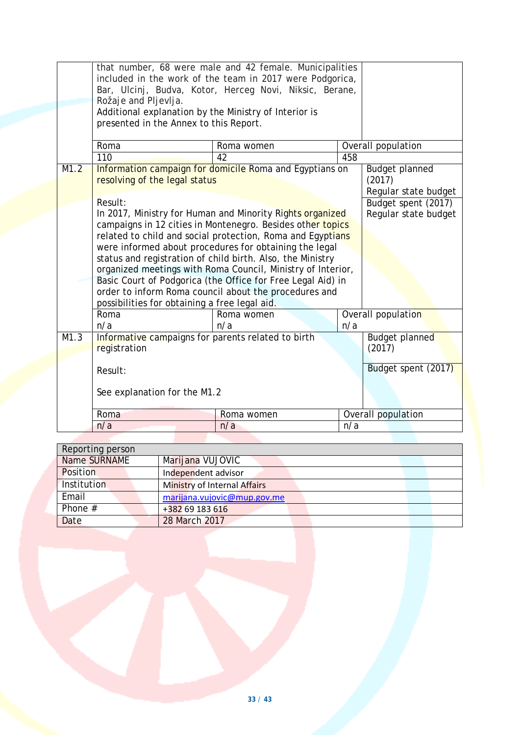| | | | | |
|---|---|---|---|---|
| | that number, 68 were male and 42 female. Municipalities included in the work of the team in 2017 were Podgorica, Bar, Ulcinj, Budva, Kotor, Herceg Novi, Niksic, Berane, Rožaje and Pljevlja.<br>Additional explanation by the Ministry of Interior is presented in the Annex to this Report. | | | |
| | Roma | Roma women | Overall population | |
| | 110 | 42 | 458 | |
| M1.2 | Information campaign for domicile Roma and Egyptians on resolving of the legal status<br><br>Result:<br>In 2017, Ministry for Human and Minority Rights organized campaigns in 12 cities in Montenegro. Besides other topics related to child and social protection, Roma and Egyptians were informed about procedures for obtaining the legal status and registration of child birth. Also, the Ministry organized meetings with Roma Council, Ministry of Interior, Basic Court of Podgorica (the Office for Free Legal Aid) in order to inform Roma council about the procedures and possibilities for obtaining a free legal aid. | | | Budget planned (2017)<br>Regular state budget<br>Budget spent (2017)<br>Regular state budget |
| | Roma | Roma women | Overall population | |
| | n/a | n/a | n/a | |
| M1.3 | Informative campaigns for parents related to birth registration<br><br>Result:<br><br>See explanation for the M1.2 | | | Budget planned (2017)<br><br>Budget spent (2017) |
| | Roma | Roma women | Overall population | |
| | n/a | n/a | n/a | |

| Reporting person | |
|---|---|
| Name SURNAME | Marijana VUJOVIC |
| Position | Independent advisor |
| Institution | Ministry of Internal Affairs |
| Email | marijana.vujovic@mup.gov.me |
| Phone # | +382 69 183 616 |
| Date | 28 March 2017 |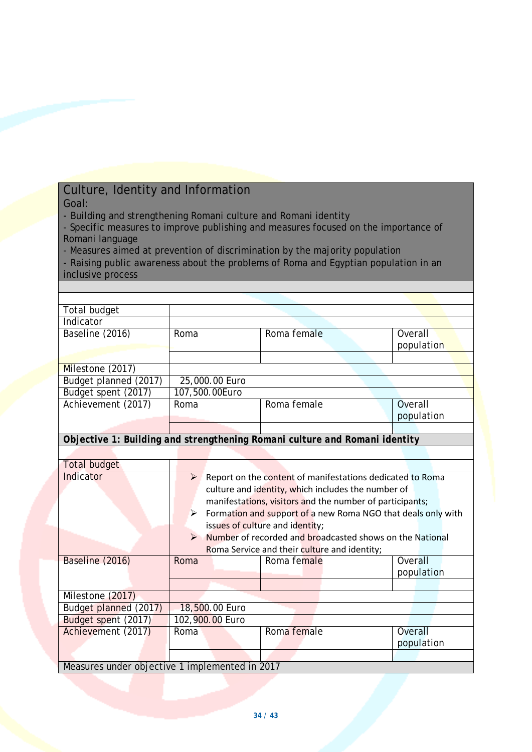| | | | |
|---|---|---|---|
| **Culture, Identity and Information**<br>Goal:<br>- Building and strengthening Romani culture and Romani identity<br>- Specific measures to improve publishing and measures focused on the importance of Romani language<br>- Measures aimed at prevention of discrimination by the majority population<br>- Raising public awareness about the problems of Roma and Egyptian population in an inclusive process | | | |
| | | | |
| | | | |
| Total budget | | | |
| Indicator | | | |
| Baseline (2016) | Roma | Roma female | Overall population |
| | | | |
| Milestone (2017) | | | |
| Budget planned (2017) | 25,000.00 Euro | | |
| Budget spent (2017) | 107,500.00Euro | | |
| Achievement (2017) | Roma | Roma female | Overall population |
| | | | |
| **Objective 1: Building and strengthening Romani culture and Romani identity** | | | |
| | | | |
| Total budget | | | |
| Indicator | ➢ Report on the content of manifestations dedicated to Roma culture and identity, which includes the number of manifestations, visitors and the number of participants;<br>➢ Formation and support of a new Roma NGO that deals only with issues of culture and identity;<br>➢ Number of recorded and broadcasted shows on the National Roma Service and their culture and identity; | | |
| Baseline (2016) | Roma | Roma female | Overall population |
| | | | |
| Milestone (2017) | | | |
| Budget planned (2017) | 18,500.00 Euro | | |
| Budget spent (2017) | 102,900.00 Euro | | |
| Achievement (2017) | Roma | Roma female | Overall population |
| | | | |
| Measures under objective 1 implemented in 2017 | | | |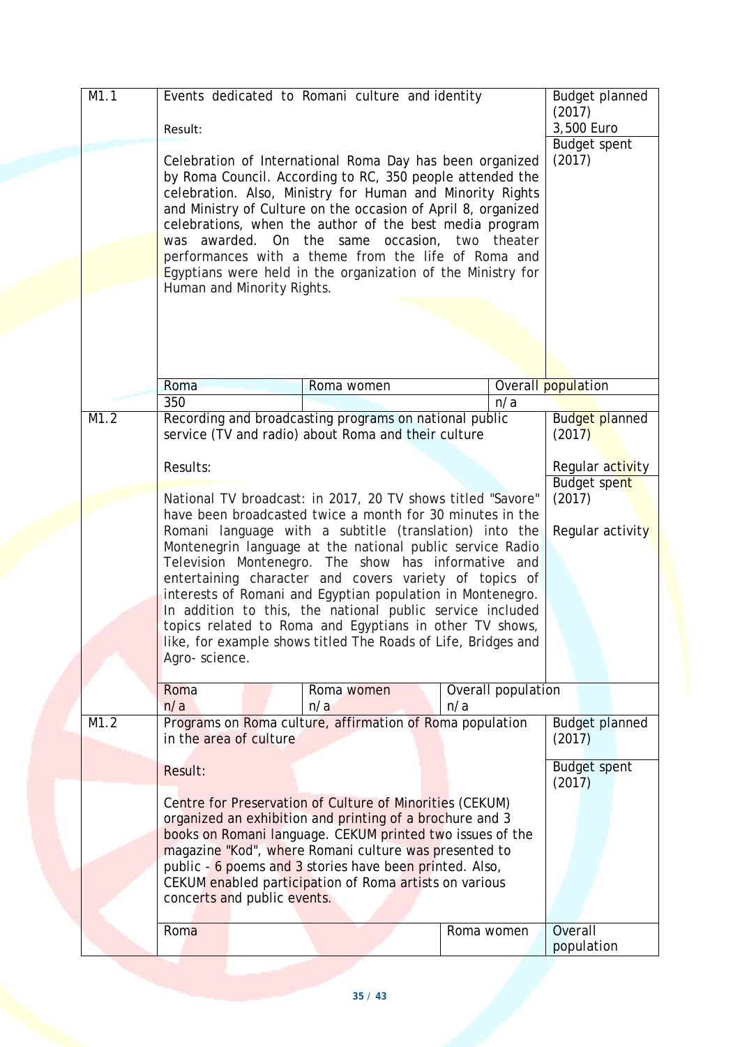| | | | | |
|---|---|---|---|---|
| M1.1 | Events dedicated to Romani culture and identity<br><br>Result:<br><br>Celebration of International Roma Day has been organized by Roma Council. According to RC, 350 people attended the celebration. Also, Ministry for Human and Minority Rights and Ministry of Culture on the occasion of April 8, organized celebrations, when the author of the best media program was awarded. On the same occasion, two theater performances with a theme from the life of Roma and Egyptians were held in the organization of the Ministry for Human and Minority Rights. | | | Budget planned (2017)<br>3,500 Euro<br>Budget spent (2017) |
| | Roma | Roma women | Overall population | |
| | 350 | | n/a | |
| M1.2 | Recording and broadcasting programs on national public service (TV and radio) about Roma and their culture<br><br>Results:<br><br>National TV broadcast: in 2017, 20 TV shows titled "Savore" have been broadcasted twice a month for 30 minutes in the Romani language with a subtitle (translation) into the Montenegrin language at the national public service Radio Television Montenegro. The show has informative and entertaining character and covers variety of topics of interests of Romani and Egyptian population in Montenegro. In addition to this, the national public service included topics related to Roma and Egyptians in other TV shows, like, for example shows titled The Roads of Life, Bridges and Agro- science. | | | Budget planned (2017)<br><br>Regular activity<br>Budget spent (2017)<br><br>Regular activity |
| | Roma | Roma women | Overall population | |
| | n/a | n/a | n/a | |
| M1.2 | Programs on Roma culture, affirmation of Roma population in the area of culture<br><br>Result:<br><br>Centre for Preservation of Culture of Minorities (CEKUM) organized an exhibition and printing of a brochure and 3 books on Romani language. CEKUM printed two issues of the magazine "Kod", where Romani culture was presented to public - 6 poems and 3 stories have been printed. Also, CEKUM enabled participation of Roma artists on various concerts and public events. | | | Budget planned (2017)<br><br>Budget spent (2017) |
| | Roma | | Roma women | Overall population |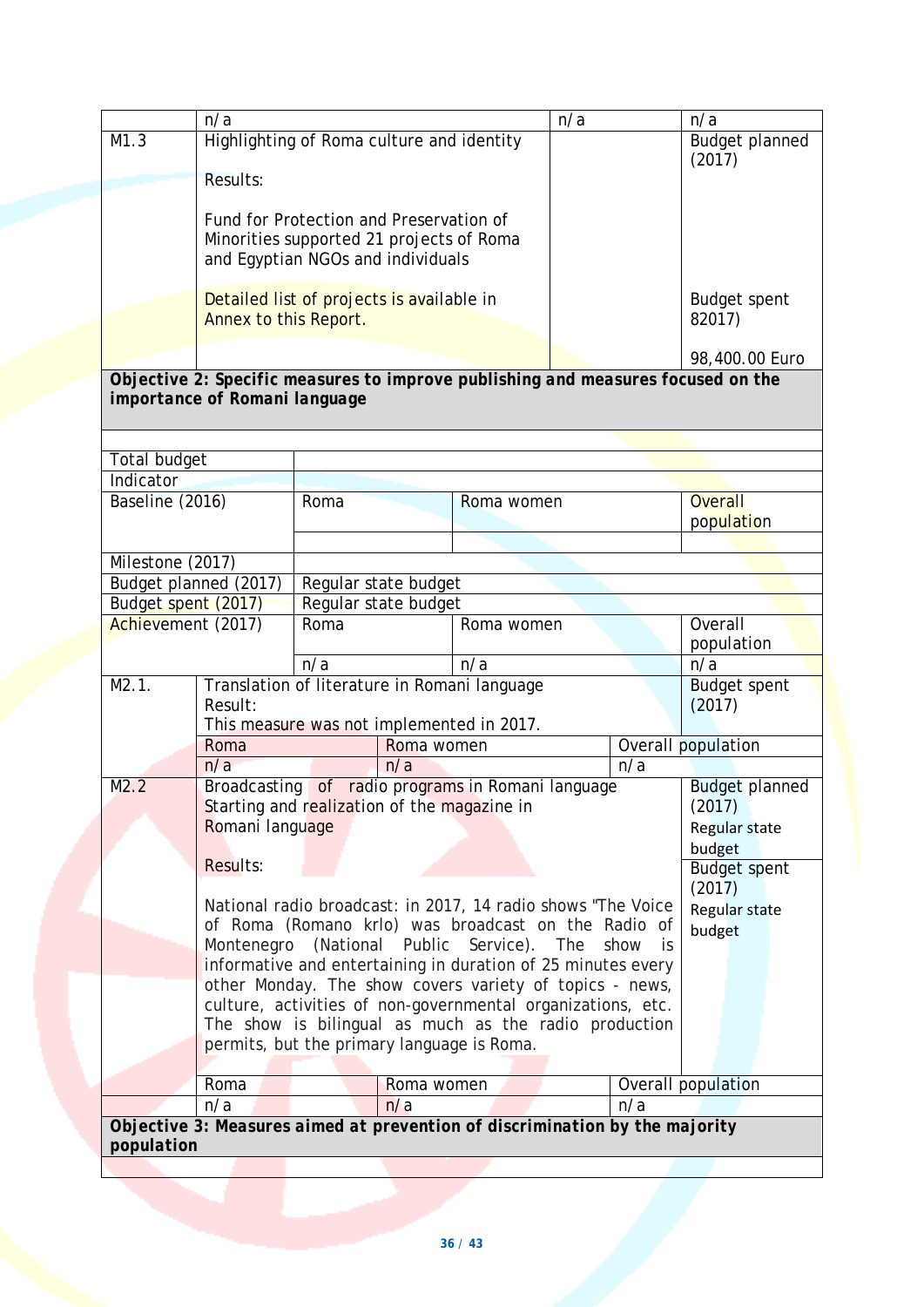| | | | |
|---|---|---|---|
| | n/a | n/a | n/a |
| M1.3 | Highlighting of Roma culture and identity<br><br>Results:<br><br>Fund for Protection and Preservation of Minorities supported 21 projects of Roma and Egyptian NGOs and individuals<br><br>Detailed list of projects is available in Annex to this Report. | | Budget planned (2017)<br><br>Budget spent 82017)<br><br>98,400.00 Euro |

**Objective 2: Specific measures to improve publishing and measures focused on the importance of Romani language**

| | | | |
|---|---|---|---|
| Total budget | | | |
| Indicator | | | |
| Baseline (2016) | Roma | Roma women | Overall population |
| | | | |
| Milestone (2017) | | | |
| Budget planned (2017) | Regular state budget | | |
| Budget spent (2017) | Regular state budget | | |
| Achievement (2017) | Roma | Roma women | Overall population |
| | n/a | n/a | n/a |

| | | | | |
|---|---|---|---|---|
| M2.1. | Translation of literature in Romani language<br>Result:<br>This measure was not implemented in 2017. | | | Budget spent (2017) |
| | Roma | Roma women | Overall population | |
| | n/a | n/a | n/a | |
| M2.2 | Broadcasting of radio programs in Romani language<br>Starting and realization of the magazine in Romani language<br><br>Results:<br><br>National radio broadcast: in 2017, 14 radio shows "The Voice of Roma (Romano krlo) was broadcast on the Radio of Montenegro (National Public Service). The show is informative and entertaining in duration of 25 minutes every other Monday. The show covers variety of topics - news, culture, activities of non-governmental organizations, etc. The show is bilingual as much as the radio production permits, but the primary language is Roma. | | | Budget planned (2017)<br>Regular state budget<br>Budget spent (2017)<br>Regular state budget |
| | Roma | Roma women | Overall population | |
| | n/a | n/a | n/a | |

**Objective 3: Measures aimed at prevention of discrimination by the majority population**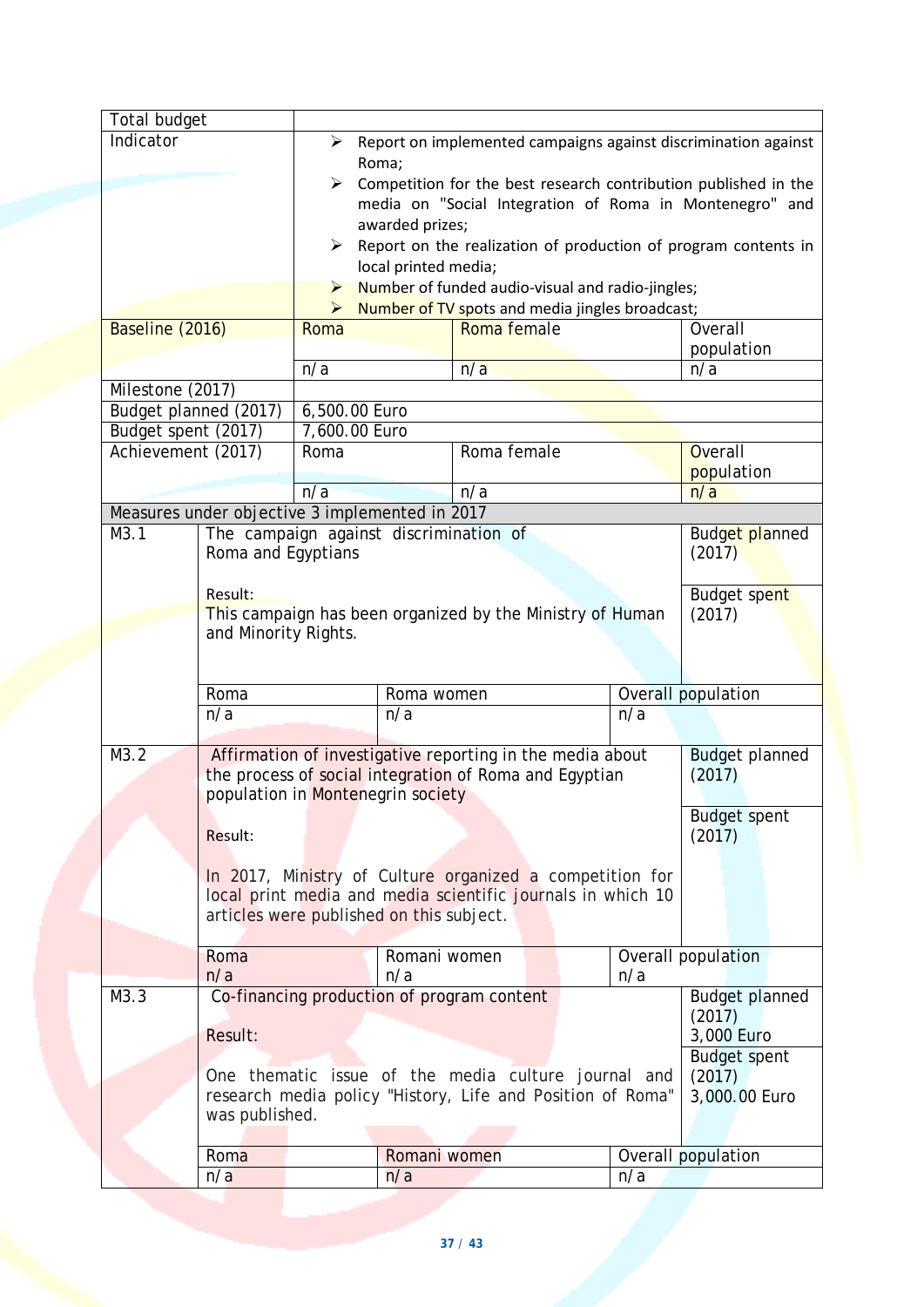| | | | |
|---|---|---|---|
| Total budget | | | |
| Indicator | ➢ Report on implemented campaigns against discrimination against Roma;<br>➢ Competition for the best research contribution published in the media on "Social Integration of Roma in Montenegro" and awarded prizes;<br>➢ Report on the realization of production of program contents in local printed media;<br>➢ Number of funded audio-visual and radio-jingles;<br>➢ Number of TV spots and media jingles broadcast; | | |
| Baseline (2016) | Roma | Roma female | Overall population |
| | n/a | n/a | n/a |
| Milestone (2017) | | | |
| Budget planned (2017) | 6,500.00 Euro | | |
| Budget spent (2017) | 7,600.00 Euro | | |
| Achievement (2017) | Roma | Roma female | Overall population |
| | n/a | n/a | n/a |

**Measures under objective 3 implemented in 2017**

| | | | | |
|---|---|---|---|---|
| M3.1 | The campaign against discrimination of Roma and Egyptians<br><br>Result:<br>This campaign has been organized by the Ministry of Human and Minority Rights. | | | Budget planned (2017)<br><br>Budget spent (2017) |
| | Roma | Roma women | Overall population | |
| | n/a | n/a | n/a | |
| M3.2 | Affirmation of investigative reporting in the media about the process of social integration of Roma and Egyptian population in Montenegrin society<br><br>Result:<br><br>In 2017, Ministry of Culture organized a competition for local print media and media scientific journals in which 10 articles were published on this subject. | | | Budget planned (2017)<br><br>Budget spent (2017) |
| | Roma | Romani women | Overall population | |
| | n/a | n/a | n/a | |
| M3.3 | Co-financing production of program content<br><br>Result:<br><br>One thematic issue of the media culture journal and research media policy "History, Life and Position of Roma" was published. | | | Budget planned (2017) 3,000 Euro<br><br>Budget spent (2017) 3,000.00 Euro |
| | Roma | Romani women | Overall population | |
| | n/a | n/a | n/a | |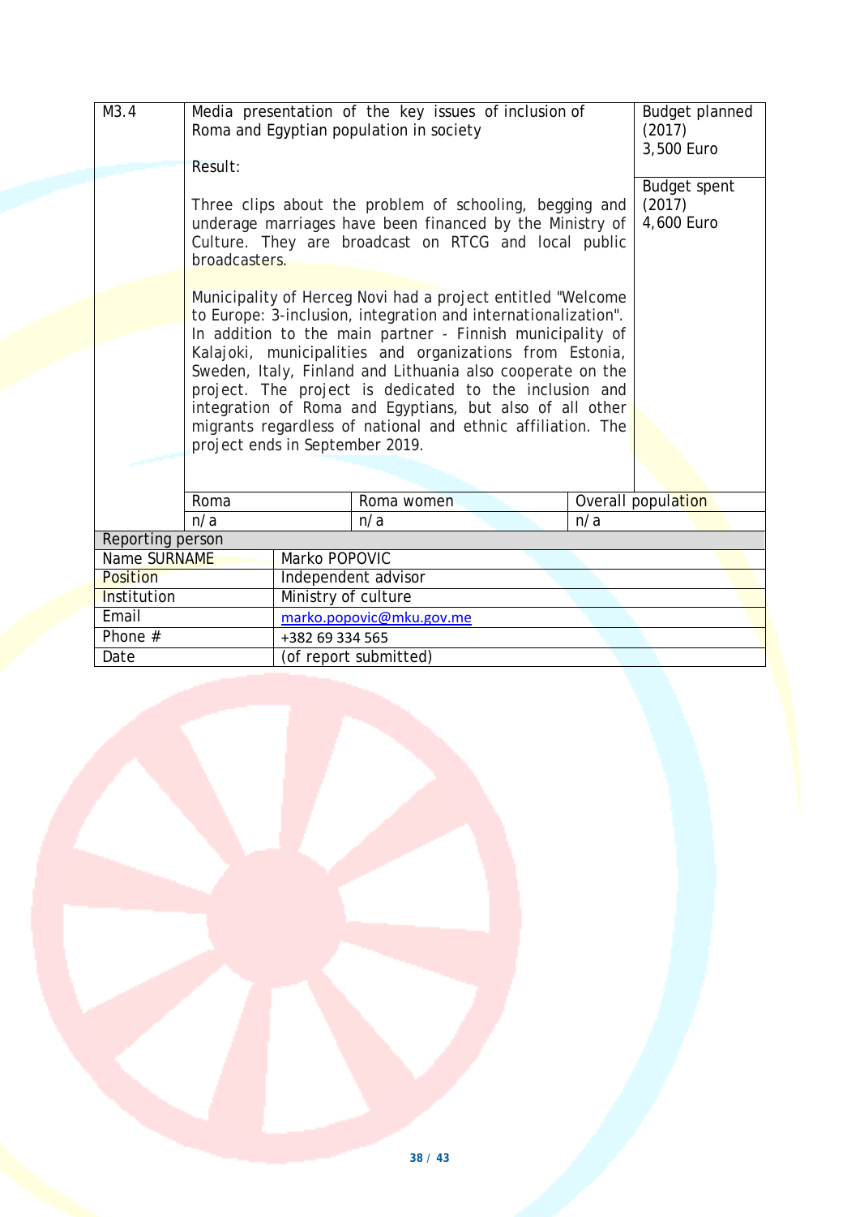| | | | | |
|---|---|---|---|---|
| M3.4 | Media presentation of the key issues of inclusion of Roma and Egyptian population in society<br><br>Result:<br><br>Three clips about the problem of schooling, begging and underage marriages have been financed by the Ministry of Culture. They are broadcast on RTCG and local public broadcasters.<br><br>Municipality of Herceg Novi had a project entitled "Welcome to Europe: 3-inclusion, integration and internationalization". In addition to the main partner - Finnish municipality of Kalajoki, municipalities and organizations from Estonia, Sweden, Italy, Finland and Lithuania also cooperate on the project. The project is dedicated to the inclusion and integration of Roma and Egyptians, but also of all other migrants regardless of national and ethnic affiliation. The project ends in September 2019. | | | Budget planned (2017)<br>3,500 Euro<br><br>Budget spent (2017)<br>4,600 Euro |
| | Roma | Roma women | Overall population | |
| | n/a | n/a | n/a | |

| Reporting person | |
|---|---|
| Name SURNAME | Marko POPOVIC |
| Position | Independent advisor |
| Institution | Ministry of culture |
| Email | marko.popovic@mku.gov.me |
| Phone # | +382 69 334 565 |
| Date | (of report submitted) |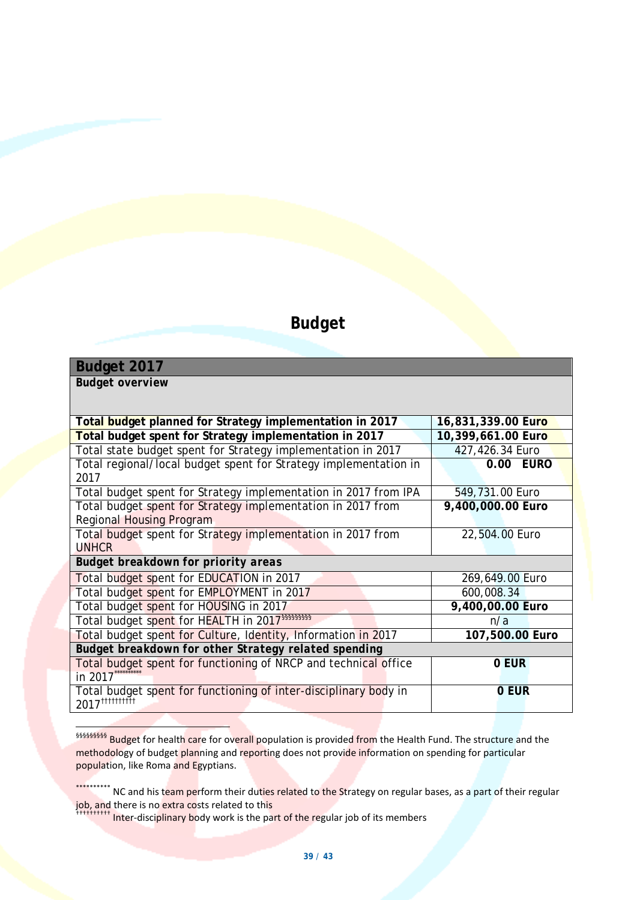# Budget

| Budget 2017 | |
|---|---|
| **Budget overview** | |
| **Total budget planned for Strategy implementation in 2017** | **16,831,339.00 Euro** |
| **Total budget spent for Strategy implementation in 2017** | **10,399,661.00 Euro** |
| Total state budget spent for Strategy implementation in 2017 | 427,426.34 Euro |
| Total regional/local budget spent for Strategy implementation in 2017 | **0.00 EURO** |
| Total budget spent for Strategy implementation in 2017 from IPA | 549,731.00 Euro |
| Total budget spent for Strategy implementation in 2017 from Regional Housing Program | **9,400,000.00 Euro** |
| Total budget spent for Strategy implementation in 2017 from UNHCR | 22,504.00 Euro |
| **Budget breakdown for priority areas** | |
| Total budget spent for EDUCATION in 2017 | 269,649.00 Euro |
| Total budget spent for EMPLOYMENT in 2017 | 600,008.34 |
| Total budget spent for HOUSING in 2017 | **9,400,00.00 Euro** |
| Total budget spent for HEALTH in 2017[§§§§§§§§§] | n/a |
| Total budget spent for Culture, Identity, Information in 2017 | **107,500.00 Euro** |
| **Budget breakdown for other Strategy related spending** | |
| Total budget spent for functioning of NRCP and technical office in 2017[**********] | **0 EUR** |
| Total budget spent for functioning of inter-disciplinary body in 2017[††††††††††] | **0 EUR** |

[§§§§§§§§§] Budget for health care for overall population is provided from the Health Fund. The structure and the methodology of budget planning and reporting does not provide information on spending for particular population, like Roma and Egyptians.

[**********] NC and his team perform their duties related to the Strategy on regular bases, as a part of their regular job, and there is no extra costs related to this

[††††††††††] Inter-disciplinary body work is the part of the regular job of its members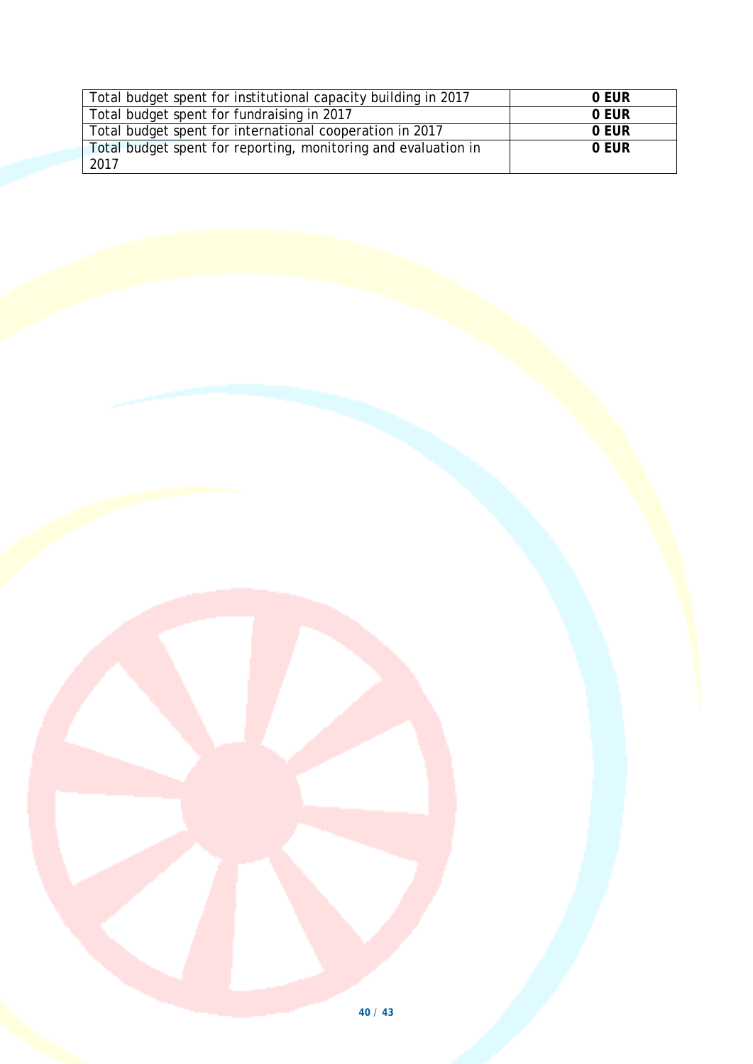| | |
|---|---|
| Total budget spent for institutional capacity building in 2017 | **0 EUR** |
| Total budget spent for fundraising in 2017 | **0 EUR** |
| Total budget spent for international cooperation in 2017 | **0 EUR** |
| Total budget spent for reporting, monitoring and evaluation in 2017 | **0 EUR** |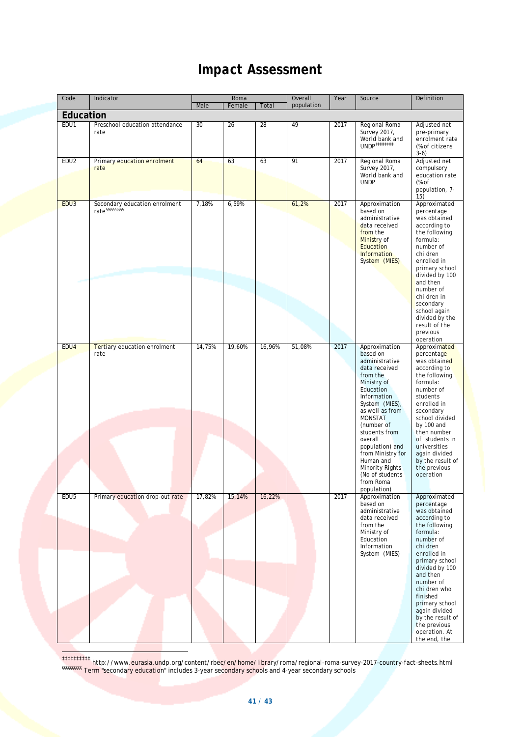# Impact Assessment

| Code | Indicator | Roma | | | Overall population | Year | Source | Definition |
|---|---|---|---|---|---|---|---|---|
| | | Male | Female | Total | | | | |
| **Education** | | | | | | | | |
| EDU1 | Preschool education attendance rate | 30 | 26 | 28 | 49 | 2017 | Regional Roma Survey 2017, World bank and UNDP[‡‡‡‡‡‡‡‡‡‡] | Adjusted net pre-primary enrolment rate (%of citizens 3-6) |
| EDU2 | Primary education enrolment rate | 64 | 63 | 63 | 91 | 2017 | Regional Roma Survey 2017, World bank and UNDP | Adjusted net compulsory education rate (%of population, 7-15) |
| EDU3 | Secondary education enrolment rate[§§§§§§§§§§] | 7,18% | 6,59% | | 61,2% | 2017 | Approximation based on administrative data received from the Ministry of Education Information System (MIES) | Approximated percentage was obtained according to the following formula: number of children enrolled in primary school divided by 100 and then number of children in secondary school again divided by the result of the previous operation |
| EDU4 | Tertiary education enrolment rate | 14,75% | 19,60% | 16,96% | 51,08% | 2017 | Approximation based on administrative data received from the Ministry of Education Information System (MIES), as well as from MONSTAT (number of students from overall population) and from Ministry for Human and Minority Rights (No of students from Roma population) | Approximated percentage was obtained according to the following formula: number of students enrolled in secondary school divided by 100 and then number of students in universities again divided by the result of the previous operation |
| EDU5 | Primary education drop-out rate | 17,82% | 15,14% | 16,22% | | 2017 | Approximation based on administrative data received from the Ministry of Education Information System (MIES) | Approximated percentage was obtained according to the following formula: number of children enrolled in primary school divided by 100 and then number of children who finished primary school again divided by the result of the previous operation. At the end, the |

‡‡‡‡‡‡‡‡‡‡ http://www.eurasia.undp.org/content/rbec/en/home/library/roma/regional-roma-survey-2017-country-fact-sheets.html

§§§§§§§§§§ Term "secondary education" includes 3-year secondary schools and 4-year secondary schools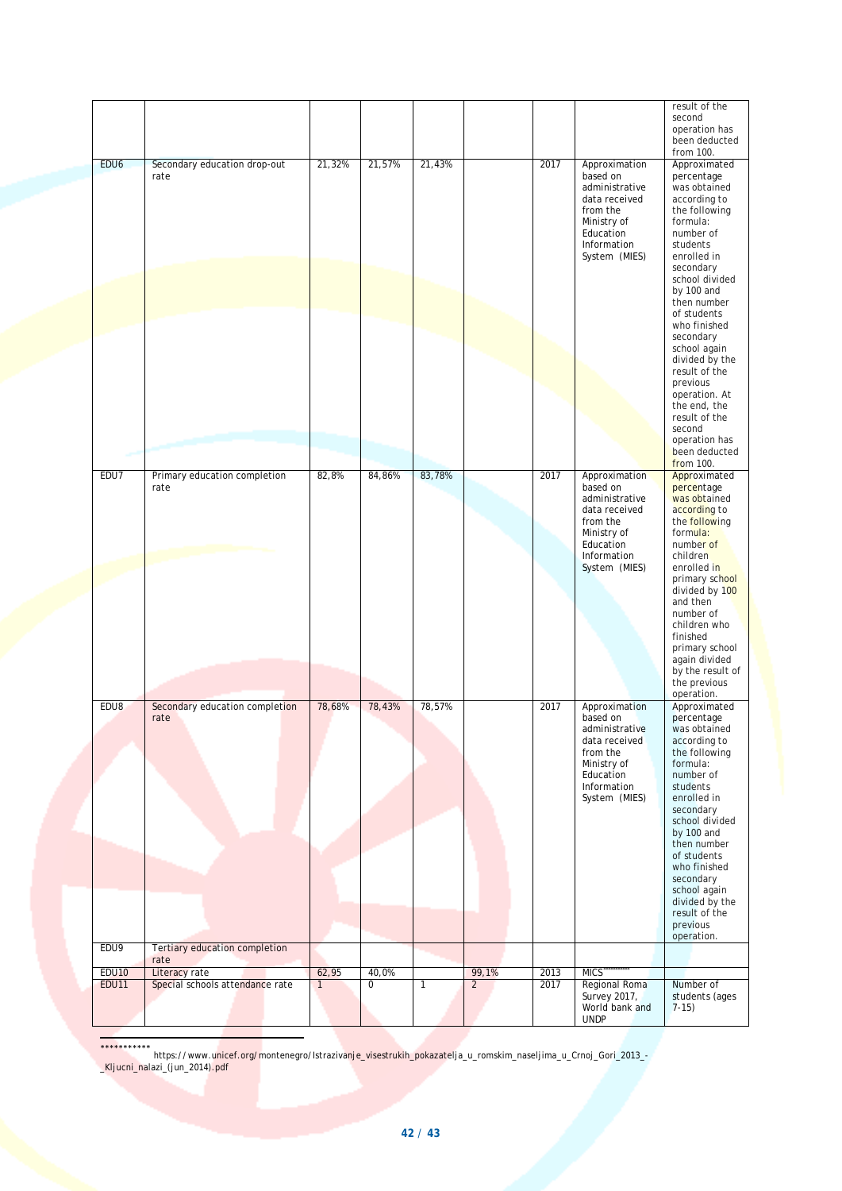| | | | | | | | | |
|---|---|---|---|---|---|---|---|---|
| | | | | | | | | result of the second operation has been deducted from 100. |
| EDU6 | Secondary education drop-out rate | 21,32% | 21,57% | 21,43% | | 2017 | Approximation based on administrative data received from the Ministry of Education Information System (MIES) | Approximated percentage was obtained according to the following formula: number of students enrolled in secondary school divided by 100 and then number of students who finished secondary school again divided by the result of the previous operation. At the end, the result of the second operation has been deducted from 100. |
| EDU7 | Primary education completion rate | 82,8% | 84,86% | 83,78% | | 2017 | Approximation based on administrative data received from the Ministry of Education Information System (MIES) | Approximated percentage was obtained according to the following formula: number of children enrolled in primary school divided by 100 and then number of children who finished primary school again divided by the result of the previous operation. |
| EDU8 | Secondary education completion rate | 78,68% | 78,43% | 78,57% | | 2017 | Approximation based on administrative data received from the Ministry of Education Information System (MIES) | Approximated percentage was obtained according to the following formula: number of students enrolled in secondary school divided by 100 and then number of students who finished secondary school again divided by the result of the previous operation. |
| EDU9 | Tertiary education completion rate | | | | | | | |
| EDU10 | Literacy rate | 62,95 | 40,0% | | 99,1% | 2013 | MICS[***********] | |
| EDU11 | Special schools attendance rate | 1 | 0 | 1 | 2 | 2017 | Regional Roma Survey 2017, World bank and UNDP | Number of students (ages 7-15) |

*********** https://www.unicef.org/montenegro/Istrazivanje_visestrukih_pokazatelja_u_romskim_naseljima_u_Crnoj_Gori_2013_-_Kljucni_nalazi_(jun_2014).pdf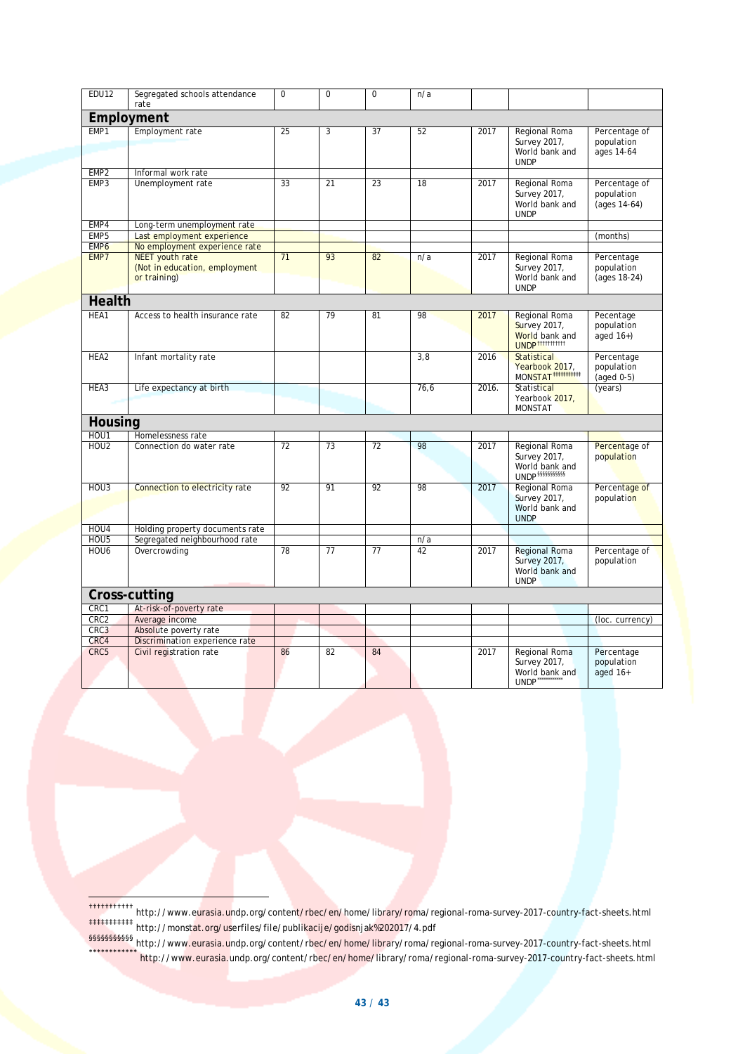| | | | | | | | | |
|---|---|---|---|---|---|---|---|---|
| EDU12 | Segregated schools attendance rate | 0 | 0 | 0 | n/a | | | |
| **Employment** | | | | | | | | |
| EMP1 | Employment rate | 25 | 3 | 37 | 52 | 2017 | Regional Roma Survey 2017, World bank and UNDP | Percentage of population ages 14-64 |
| EMP2 | Informal work rate | | | | | | | |
| EMP3 | Unemployment rate | 33 | 21 | 23 | 18 | 2017 | Regional Roma Survey 2017, World bank and UNDP | Percentage of population (ages 14-64) |
| EMP4 | Long-term unemployment rate | | | | | | | |
| EMP5 | Last employment experience | | | | | | | (months) |
| EMP6 | No employment experience rate | | | | | | | |
| EMP7 | NEET youth rate (Not in education, employment or training) | 71 | 93 | 82 | n/a | 2017 | Regional Roma Survey 2017, World bank and UNDP | Percentage population (ages 18-24) |
| **Health** | | | | | | | | |
| HEA1 | Access to health insurance rate | 82 | 79 | 81 | 98 | 2017 | Regional Roma Survey 2017, World bank and UNDP†††††††††† | Pecentage population aged 16+) |
| HEA2 | Infant mortality rate | | | | 3,8 | 2016 | Statistical Yearbook 2017, MONSTAT‡‡‡‡‡‡‡‡‡‡ | Percentage population (aged 0-5) |
| HEA3 | Life expectancy at birth | | | | 76,6 | 2016. | Statistical Yearbook 2017, MONSTAT | (years) |
| **Housing** | | | | | | | | |
| HOU1 | Homelessness rate | | | | | | | |
| HOU2 | Connection do water rate | 72 | 73 | 72 | 98 | 2017 | Regional Roma Survey 2017, World bank and UNDP§§§§§§§§§§ | Percentage of population |
| HOU3 | Connection to electricity rate | 92 | 91 | 92 | 98 | 2017 | Regional Roma Survey 2017, World bank and UNDP | Percentage of population |
| HOU4 | Holding property documents rate | | | | | | | |
| HOU5 | Segregated neighbourhood rate | | | | n/a | | | |
| HOU6 | Overcrowding | 78 | 77 | 77 | 42 | 2017 | Regional Roma Survey 2017, World bank and UNDP | Percentage of population |
| **Cross-cutting** | | | | | | | | |
| CRC1 | At-risk-of-poverty rate | | | | | | | |
| CRC2 | Average income | | | | | | | (loc. currency) |
| CRC3 | Absolute poverty rate | | | | | | | |
| CRC4 | Discrimination experience rate | | | | | | | |
| CRC5 | Civil registration rate | 86 | 82 | 84 | | 2017 | Regional Roma Survey 2017, World bank and UNDP*********** | Percentage population aged 16+ |

†††††††††† http://www.eurasia.undp.org/content/rbec/en/home/library/roma/regional-roma-survey-2017-country-fact-sheets.html

‡‡‡‡‡‡‡‡‡‡ http://monstat.org/userfiles/file/publikacije/godisnjak%202017/4.pdf

§§§§§§§§§§ http://www.eurasia.undp.org/content/rbec/en/home/library/roma/regional-roma-survey-2017-country-fact-sheets.html

*********** http://www.eurasia.undp.org/content/rbec/en/home/library/roma/regional-roma-survey-2017-country-fact-sheets.html